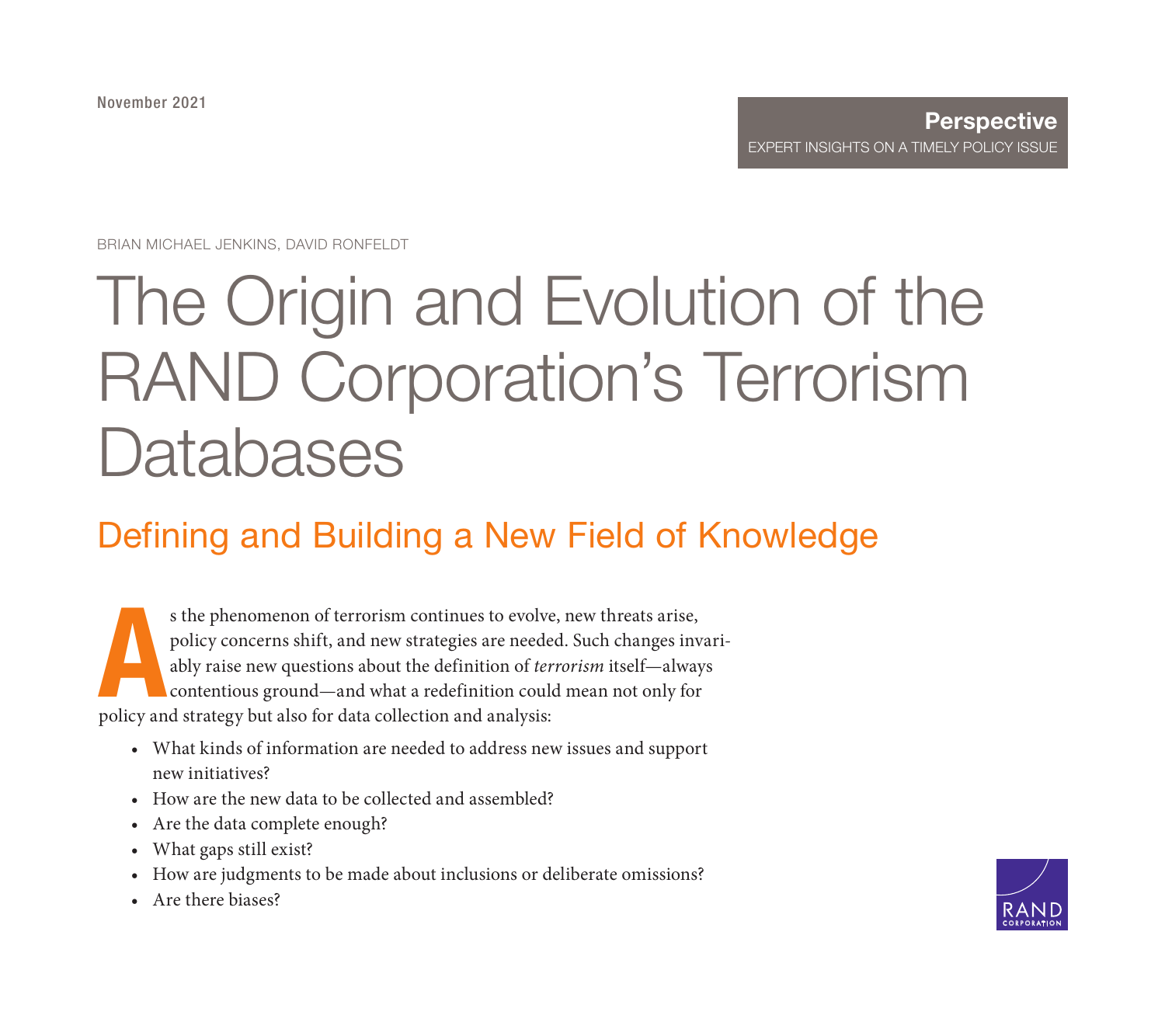November 2021

**Perspective**
EXPERT INSIGHTS ON A TIMELY POLICY ISSUE

BRIAN MICHAEL JENKINS, DAVID RONFELDT

# The Origin and Evolution of the RAND Corporation's Terrorism Databases

## Defining and Building a New Field of Knowledge

As the phenomenon of terrorism continues to evolve, new threats arise, policy concerns shift, and new strategies are needed. Such changes invariably raise new questions about the definition of *terrorism* itself—always contentious ground—and what a redefinition could mean not only for policy and strategy but also for data collection and analysis:

- What kinds of information are needed to address new issues and support new initiatives?
- How are the new data to be collected and assembled?
- Are the data complete enough?
- What gaps still exist?
- How are judgments to be made about inclusions or deliberate omissions?
- Are there biases?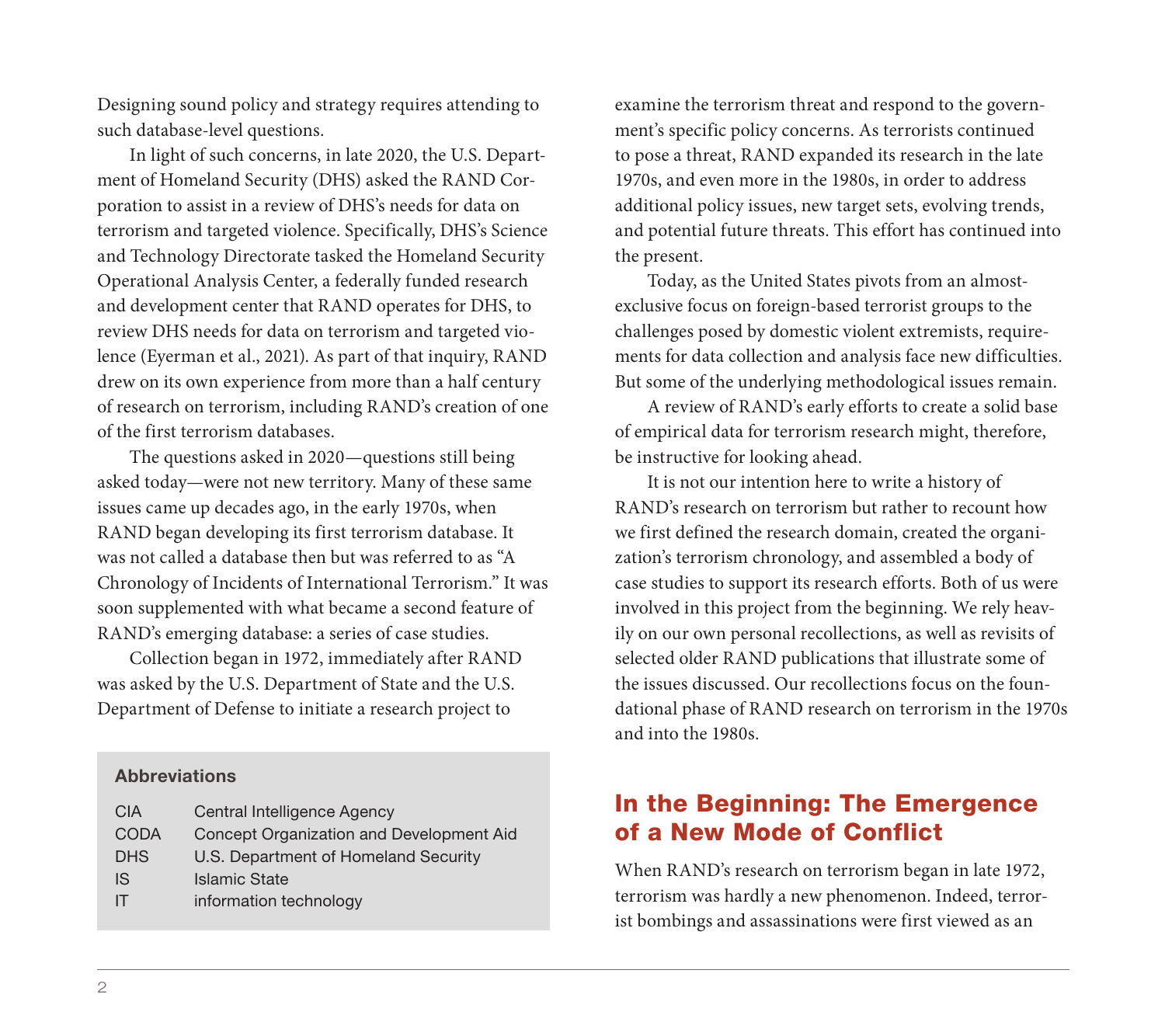Designing sound policy and strategy requires attending to such database-level questions.

In light of such concerns, in late 2020, the U.S. Department of Homeland Security (DHS) asked the RAND Corporation to assist in a review of DHS's needs for data on terrorism and targeted violence. Specifically, DHS's Science and Technology Directorate tasked the Homeland Security Operational Analysis Center, a federally funded research and development center that RAND operates for DHS, to review DHS needs for data on terrorism and targeted violence (Eyerman et al., 2021). As part of that inquiry, RAND drew on its own experience from more than a half century of research on terrorism, including RAND's creation of one of the first terrorism databases.

The questions asked in 2020—questions still being asked today—were not new territory. Many of these same issues came up decades ago, in the early 1970s, when RAND began developing its first terrorism database. It was not called a database then but was referred to as "A Chronology of Incidents of International Terrorism." It was soon supplemented with what became a second feature of RAND's emerging database: a series of case studies.

Collection began in 1972, immediately after RAND was asked by the U.S. Department of State and the U.S. Department of Defense to initiate a research project to examine the terrorism threat and respond to the government's specific policy concerns. As terrorists continued to pose a threat, RAND expanded its research in the late 1970s, and even more in the 1980s, in order to address additional policy issues, new target sets, evolving trends, and potential future threats. This effort has continued into the present.

Today, as the United States pivots from an almost-exclusive focus on foreign-based terrorist groups to the challenges posed by domestic violent extremists, requirements for data collection and analysis face new difficulties. But some of the underlying methodological issues remain.

A review of RAND's early efforts to create a solid base of empirical data for terrorism research might, therefore, be instructive for looking ahead.

It is not our intention here to write a history of RAND's research on terrorism but rather to recount how we first defined the research domain, created the organization's terrorism chronology, and assembled a body of case studies to support its research efforts. Both of us were involved in this project from the beginning. We rely heavily on our own personal recollections, as well as revisits of selected older RAND publications that illustrate some of the issues discussed. Our recollections focus on the foundational phase of RAND research on terrorism in the 1970s and into the 1980s.

**Abbreviations**

| | |
|---|---|
| CIA | Central Intelligence Agency |
| CODA | Concept Organization and Development Aid |
| DHS | U.S. Department of Homeland Security |
| IS | Islamic State |
| IT | information technology |

## In the Beginning: The Emergence of a New Mode of Conflict

When RAND's research on terrorism began in late 1972, terrorism was hardly a new phenomenon. Indeed, terrorist bombings and assassinations were first viewed as an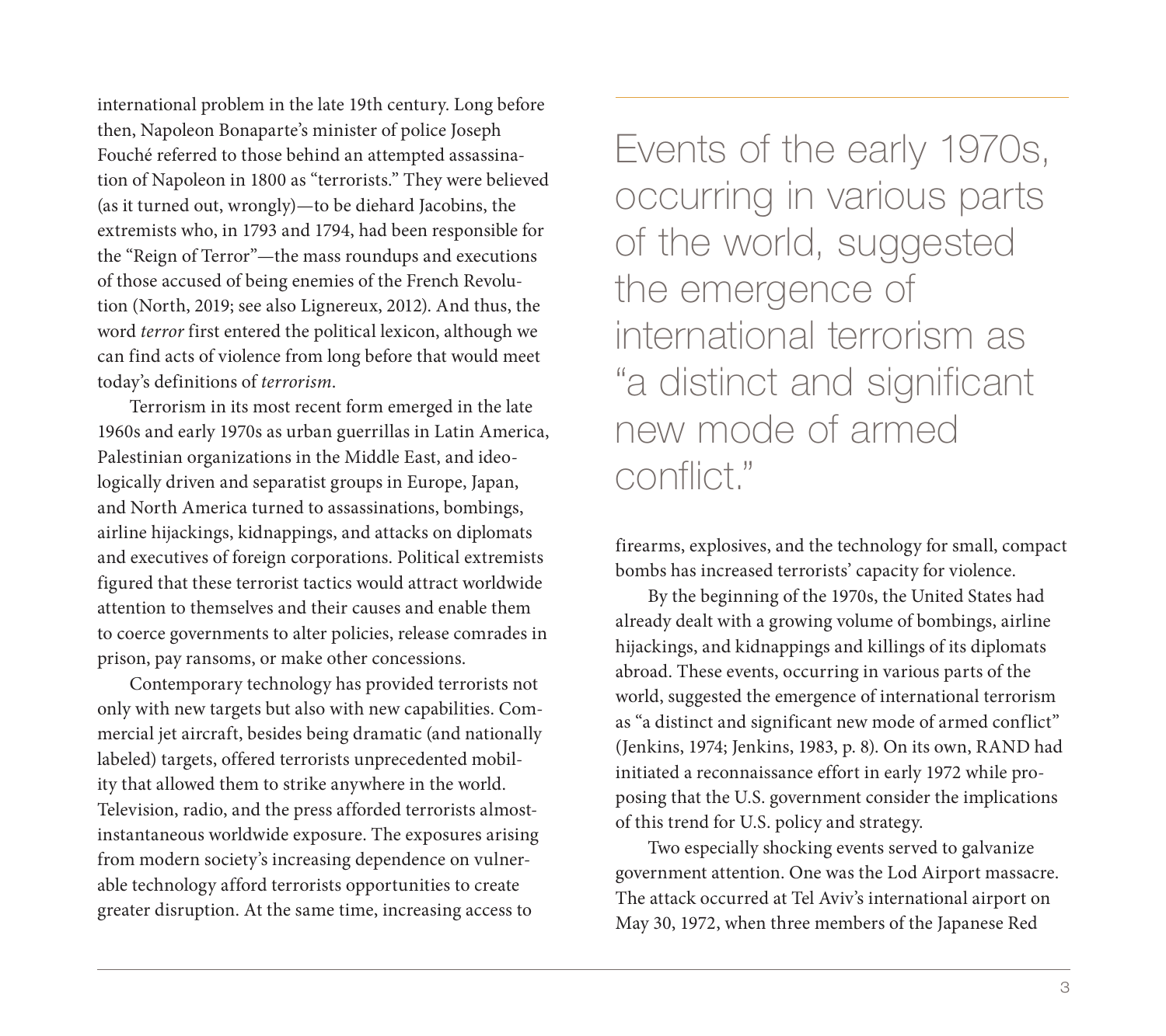international problem in the late 19th century. Long before then, Napoleon Bonaparte's minister of police Joseph Fouché referred to those behind an attempted assassination of Napoleon in 1800 as "terrorists." They were believed (as it turned out, wrongly)—to be diehard Jacobins, the extremists who, in 1793 and 1794, had been responsible for the "Reign of Terror"—the mass roundups and executions of those accused of being enemies of the French Revolution (North, 2019; see also Lignereux, 2012). And thus, the word *terror* first entered the political lexicon, although we can find acts of violence from long before that would meet today's definitions of *terrorism*.

Terrorism in its most recent form emerged in the late 1960s and early 1970s as urban guerrillas in Latin America, Palestinian organizations in the Middle East, and ideologically driven and separatist groups in Europe, Japan, and North America turned to assassinations, bombings, airline hijackings, kidnappings, and attacks on diplomats and executives of foreign corporations. Political extremists figured that these terrorist tactics would attract worldwide attention to themselves and their causes and enable them to coerce governments to alter policies, release comrades in prison, pay ransoms, or make other concessions.

Contemporary technology has provided terrorists not only with new targets but also with new capabilities. Commercial jet aircraft, besides being dramatic (and nationally labeled) targets, offered terrorists unprecedented mobility that allowed them to strike anywhere in the world. Television, radio, and the press afforded terrorists almost-instantaneous worldwide exposure. The exposures arising from modern society's increasing dependence on vulnerable technology afford terrorists opportunities to create greater disruption. At the same time, increasing access to firearms, explosives, and the technology for small, compact bombs has increased terrorists' capacity for violence.

> Events of the early 1970s, occurring in various parts of the world, suggested the emergence of international terrorism as "a distinct and significant new mode of armed conflict."

By the beginning of the 1970s, the United States had already dealt with a growing volume of bombings, airline hijackings, and kidnappings and killings of its diplomats abroad. These events, occurring in various parts of the world, suggested the emergence of international terrorism as "a distinct and significant new mode of armed conflict" (Jenkins, 1974; Jenkins, 1983, p. 8). On its own, RAND had initiated a reconnaissance effort in early 1972 while proposing that the U.S. government consider the implications of this trend for U.S. policy and strategy.

Two especially shocking events served to galvanize government attention. One was the Lod Airport massacre. The attack occurred at Tel Aviv's international airport on May 30, 1972, when three members of the Japanese Red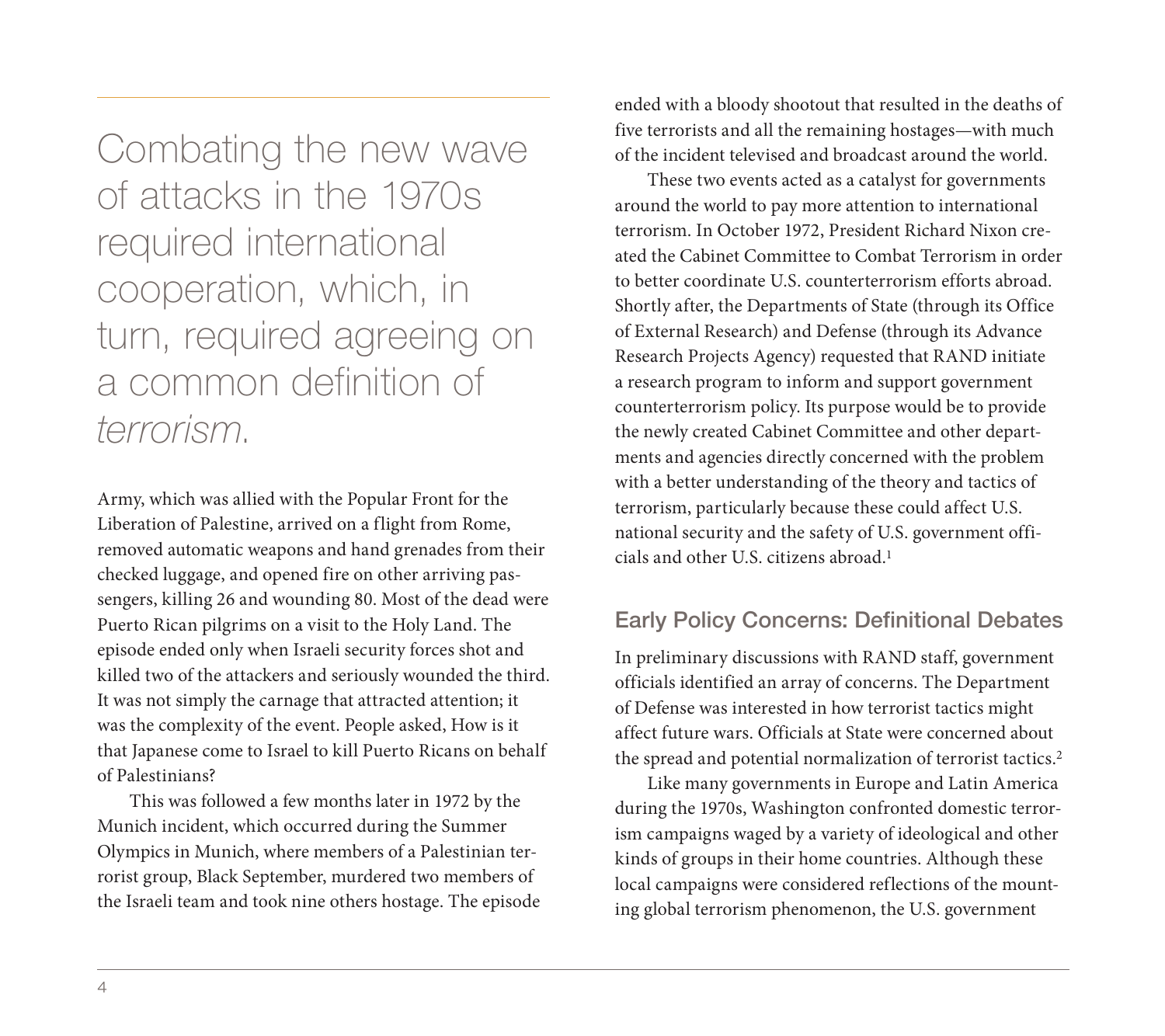> Combating the new wave of attacks in the 1970s required international cooperation, which, in turn, required agreeing on a common definition of *terrorism*.

Army, which was allied with the Popular Front for the Liberation of Palestine, arrived on a flight from Rome, removed automatic weapons and hand grenades from their checked luggage, and opened fire on other arriving passengers, killing 26 and wounding 80. Most of the dead were Puerto Rican pilgrims on a visit to the Holy Land. The episode ended only when Israeli security forces shot and killed two of the attackers and seriously wounded the third. It was not simply the carnage that attracted attention; it was the complexity of the event. People asked, How is it that Japanese come to Israel to kill Puerto Ricans on behalf of Palestinians?

This was followed a few months later in 1972 by the Munich incident, which occurred during the Summer Olympics in Munich, where members of a Palestinian terrorist group, Black September, murdered two members of the Israeli team and took nine others hostage. The episode ended with a bloody shootout that resulted in the deaths of five terrorists and all the remaining hostages—with much of the incident televised and broadcast around the world.

These two events acted as a catalyst for governments around the world to pay more attention to international terrorism. In October 1972, President Richard Nixon created the Cabinet Committee to Combat Terrorism in order to better coordinate U.S. counterterrorism efforts abroad. Shortly after, the Departments of State (through its Office of External Research) and Defense (through its Advance Research Projects Agency) requested that RAND initiate a research program to inform and support government counterterrorism policy. Its purpose would be to provide the newly created Cabinet Committee and other departments and agencies directly concerned with the problem with a better understanding of the theory and tactics of terrorism, particularly because these could affect U.S. national security and the safety of U.S. government officials and other U.S. citizens abroad.[1]

## Early Policy Concerns: Definitional Debates

In preliminary discussions with RAND staff, government officials identified an array of concerns. The Department of Defense was interested in how terrorist tactics might affect future wars. Officials at State were concerned about the spread and potential normalization of terrorist tactics.[2]

Like many governments in Europe and Latin America during the 1970s, Washington confronted domestic terrorism campaigns waged by a variety of ideological and other kinds of groups in their home countries. Although these local campaigns were considered reflections of the mounting global terrorism phenomenon, the U.S. government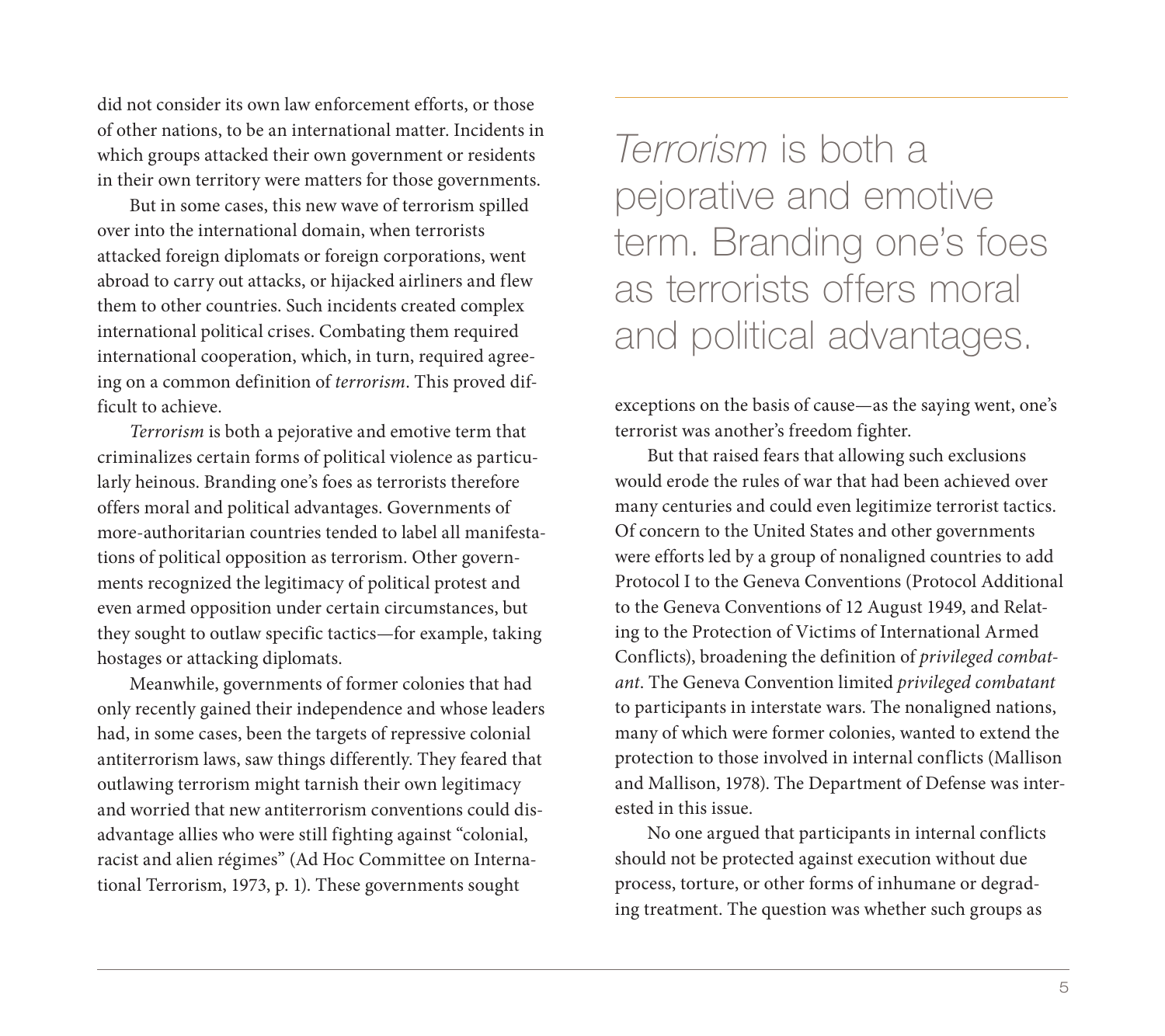did not consider its own law enforcement efforts, or those of other nations, to be an international matter. Incidents in which groups attacked their own government or residents in their own territory were matters for those governments.

But in some cases, this new wave of terrorism spilled over into the international domain, when terrorists attacked foreign diplomats or foreign corporations, went abroad to carry out attacks, or hijacked airliners and flew them to other countries. Such incidents created complex international political crises. Combating them required international cooperation, which, in turn, required agreeing on a common definition of *terrorism*. This proved difficult to achieve.

*Terrorism* is both a pejorative and emotive term that criminalizes certain forms of political violence as particularly heinous. Branding one's foes as terrorists therefore offers moral and political advantages. Governments of more-authoritarian countries tended to label all manifestations of political opposition as terrorism. Other governments recognized the legitimacy of political protest and even armed opposition under certain circumstances, but they sought to outlaw specific tactics—for example, taking hostages or attacking diplomats.

Meanwhile, governments of former colonies that had only recently gained their independence and whose leaders had, in some cases, been the targets of repressive colonial antiterrorism laws, saw things differently. They feared that outlawing terrorism might tarnish their own legitimacy and worried that new antiterrorism conventions could disadvantage allies who were still fighting against "colonial, racist and alien régimes" (Ad Hoc Committee on International Terrorism, 1973, p. 1). These governments sought exceptions on the basis of cause—as the saying went, one's terrorist was another's freedom fighter.

> *Terrorism* is both a pejorative and emotive term. Branding one's foes as terrorists offers moral and political advantages.

But that raised fears that allowing such exclusions would erode the rules of war that had been achieved over many centuries and could even legitimize terrorist tactics. Of concern to the United States and other governments were efforts led by a group of nonaligned countries to add Protocol I to the Geneva Conventions (Protocol Additional to the Geneva Conventions of 12 August 1949, and Relating to the Protection of Victims of International Armed Conflicts), broadening the definition of *privileged combatant*. The Geneva Convention limited *privileged combatant* to participants in interstate wars. The nonaligned nations, many of which were former colonies, wanted to extend the protection to those involved in internal conflicts (Mallison and Mallison, 1978). The Department of Defense was interested in this issue.

No one argued that participants in internal conflicts should not be protected against execution without due process, torture, or other forms of inhumane or degrading treatment. The question was whether such groups as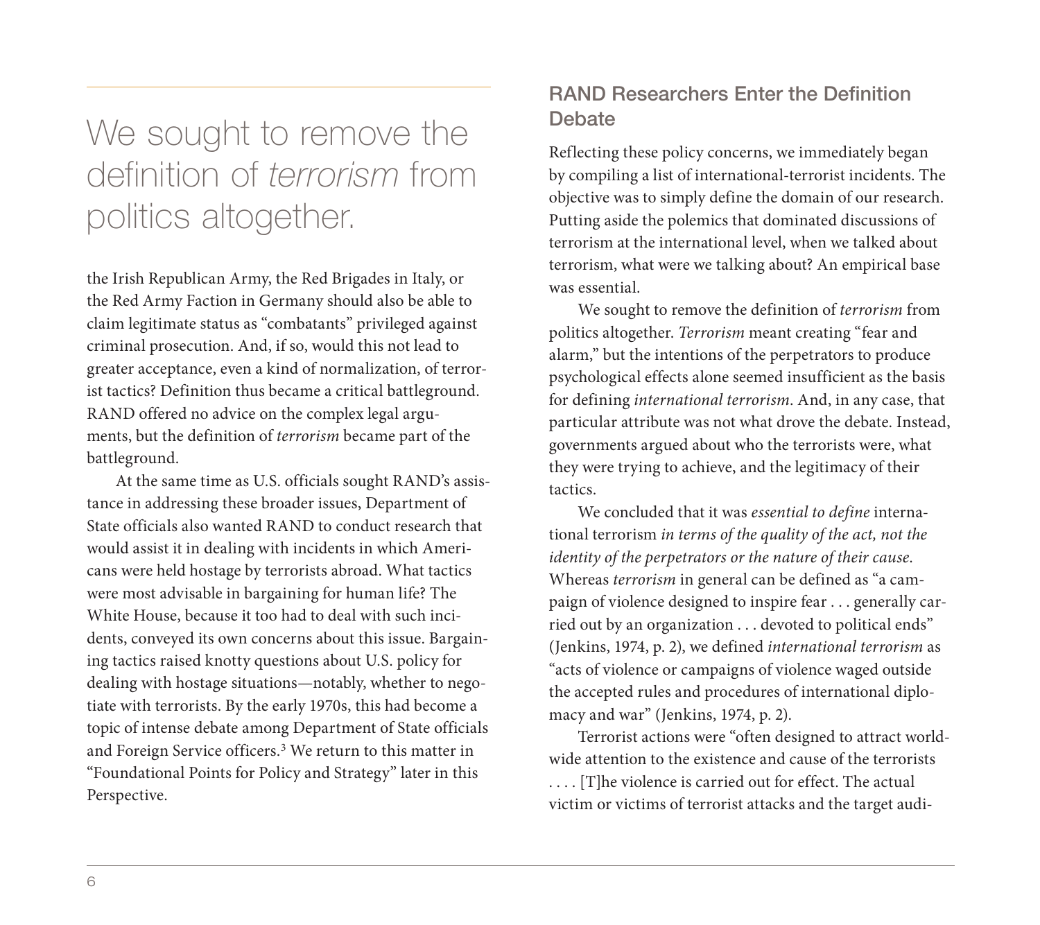> We sought to remove the definition of *terrorism* from politics altogether.

the Irish Republican Army, the Red Brigades in Italy, or the Red Army Faction in Germany should also be able to claim legitimate status as "combatants" privileged against criminal prosecution. And, if so, would this not lead to greater acceptance, even a kind of normalization, of terrorist tactics? Definition thus became a critical battleground. RAND offered no advice on the complex legal arguments, but the definition of *terrorism* became part of the battleground.

At the same time as U.S. officials sought RAND's assistance in addressing these broader issues, Department of State officials also wanted RAND to conduct research that would assist it in dealing with incidents in which Americans were held hostage by terrorists abroad. What tactics were most advisable in bargaining for human life? The White House, because it too had to deal with such incidents, conveyed its own concerns about this issue. Bargaining tactics raised knotty questions about U.S. policy for dealing with hostage situations—notably, whether to negotiate with terrorists. By the early 1970s, this had become a topic of intense debate among Department of State officials and Foreign Service officers.[3] We return to this matter in "Foundational Points for Policy and Strategy" later in this Perspective.

## RAND Researchers Enter the Definition Debate

Reflecting these policy concerns, we immediately began by compiling a list of international-terrorist incidents. The objective was to simply define the domain of our research. Putting aside the polemics that dominated discussions of terrorism at the international level, when we talked about terrorism, what were we talking about? An empirical base was essential.

We sought to remove the definition of *terrorism* from politics altogether. *Terrorism* meant creating "fear and alarm," but the intentions of the perpetrators to produce psychological effects alone seemed insufficient as the basis for defining *international terrorism*. And, in any case, that particular attribute was not what drove the debate. Instead, governments argued about who the terrorists were, what they were trying to achieve, and the legitimacy of their tactics.

We concluded that it was *essential to define* international terrorism *in terms of the quality of the act, not the identity of the perpetrators or the nature of their cause*. Whereas *terrorism* in general can be defined as "a campaign of violence designed to inspire fear . . . generally carried out by an organization . . . devoted to political ends" (Jenkins, 1974, p. 2), we defined *international terrorism* as "acts of violence or campaigns of violence waged outside the accepted rules and procedures of international diplomacy and war" (Jenkins, 1974, p. 2).

Terrorist actions were "often designed to attract worldwide attention to the existence and cause of the terrorists . . . . [T]he violence is carried out for effect. The actual victim or victims of terrorist attacks and the target audi-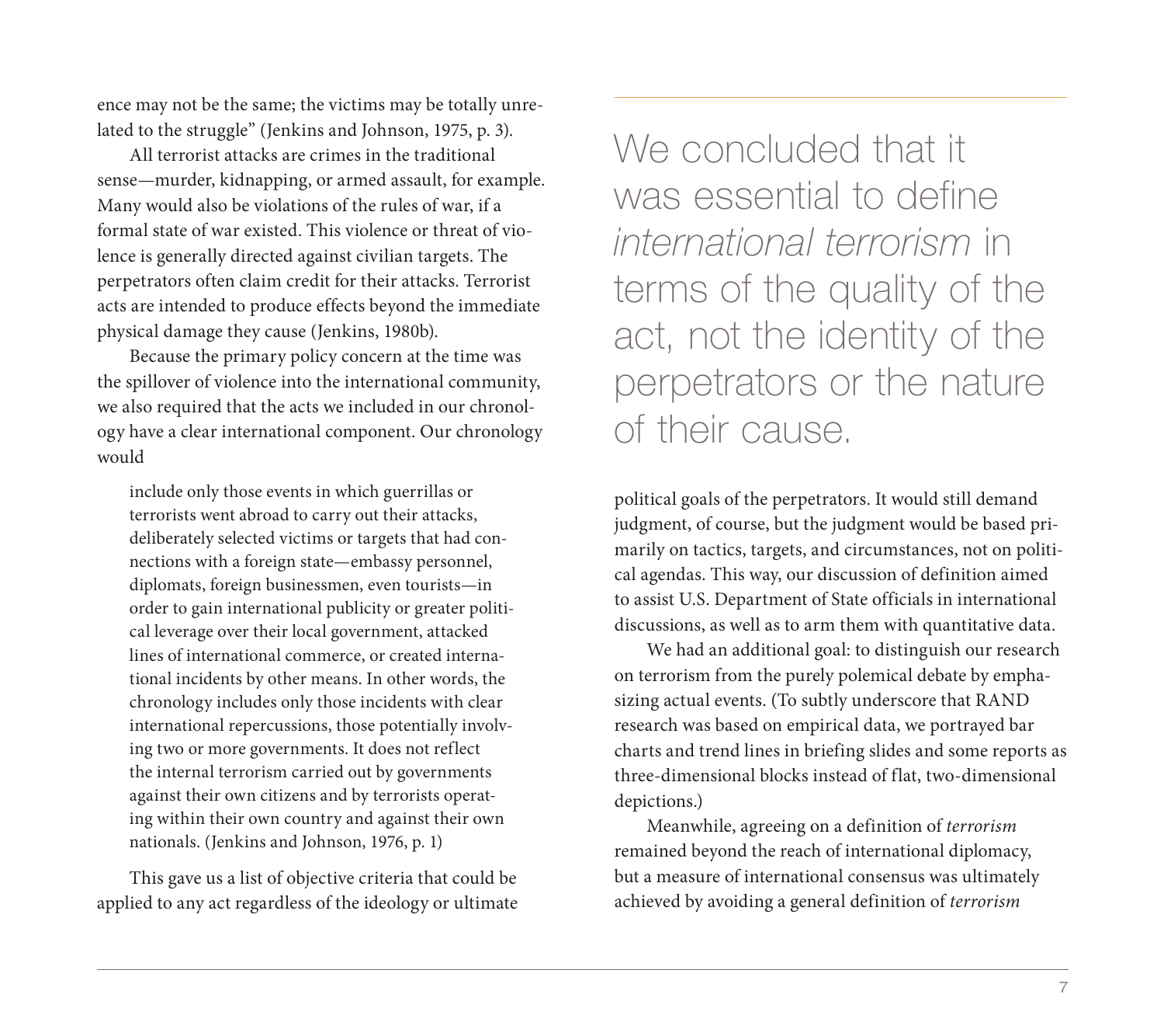ence may not be the same; the victims may be totally unrelated to the struggle" (Jenkins and Johnson, 1975, p. 3).

All terrorist attacks are crimes in the traditional sense—murder, kidnapping, or armed assault, for example. Many would also be violations of the rules of war, if a formal state of war existed. This violence or threat of violence is generally directed against civilian targets. The perpetrators often claim credit for their attacks. Terrorist acts are intended to produce effects beyond the immediate physical damage they cause (Jenkins, 1980b).

Because the primary policy concern at the time was the spillover of violence into the international community, we also required that the acts we included in our chronology have a clear international component. Our chronology would

> include only those events in which guerrillas or terrorists went abroad to carry out their attacks, deliberately selected victims or targets that had connections with a foreign state—embassy personnel, diplomats, foreign businessmen, even tourists—in order to gain international publicity or greater political leverage over their local government, attacked lines of international commerce, or created international incidents by other means. In other words, the chronology includes only those incidents with clear international repercussions, those potentially involving two or more governments. It does not reflect the internal terrorism carried out by governments against their own citizens and by terrorists operating within their own country and against their own nationals. (Jenkins and Johnson, 1976, p. 1)

This gave us a list of objective criteria that could be applied to any act regardless of the ideology or ultimate political goals of the perpetrators. It would still demand judgment, of course, but the judgment would be based primarily on tactics, targets, and circumstances, not on political agendas. This way, our discussion of definition aimed to assist U.S. Department of State officials in international discussions, as well as to arm them with quantitative data.

> We concluded that it was essential to define *international terrorism* in terms of the quality of the act, not the identity of the perpetrators or the nature of their cause.

We had an additional goal: to distinguish our research on terrorism from the purely polemical debate by emphasizing actual events. (To subtly underscore that RAND research was based on empirical data, we portrayed bar charts and trend lines in briefing slides and some reports as three-dimensional blocks instead of flat, two-dimensional depictions.)

Meanwhile, agreeing on a definition of *terrorism* remained beyond the reach of international diplomacy, but a measure of international consensus was ultimately achieved by avoiding a general definition of *terrorism*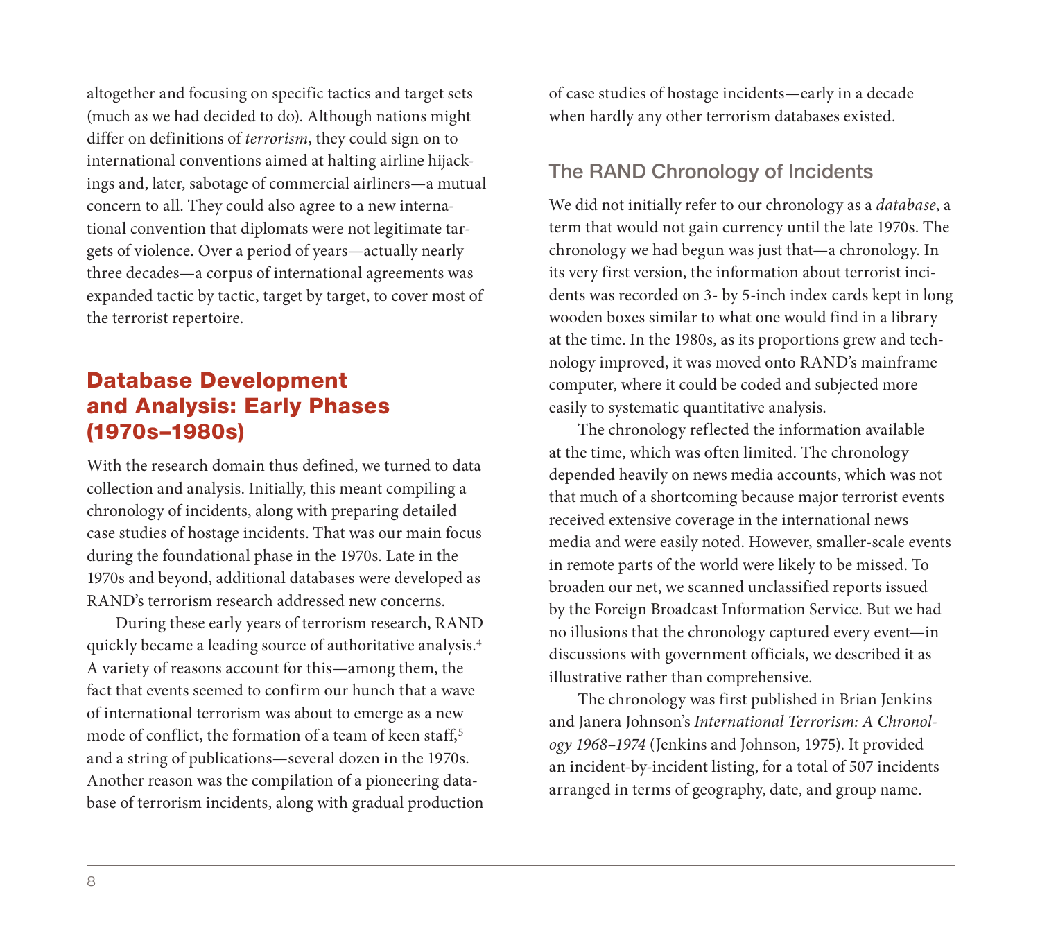altogether and focusing on specific tactics and target sets (much as we had decided to do). Although nations might differ on definitions of *terrorism*, they could sign on to international conventions aimed at halting airline hijackings and, later, sabotage of commercial airliners—a mutual concern to all. They could also agree to a new international convention that diplomats were not legitimate targets of violence. Over a period of years—actually nearly three decades—a corpus of international agreements was expanded tactic by tactic, target by target, to cover most of the terrorist repertoire.

## Database Development and Analysis: Early Phases (1970s–1980s)

With the research domain thus defined, we turned to data collection and analysis. Initially, this meant compiling a chronology of incidents, along with preparing detailed case studies of hostage incidents. That was our main focus during the foundational phase in the 1970s. Late in the 1970s and beyond, additional databases were developed as RAND's terrorism research addressed new concerns.

During these early years of terrorism research, RAND quickly became a leading source of authoritative analysis.[4] A variety of reasons account for this—among them, the fact that events seemed to confirm our hunch that a wave of international terrorism was about to emerge as a new mode of conflict, the formation of a team of keen staff,[5] and a string of publications—several dozen in the 1970s. Another reason was the compilation of a pioneering database of terrorism incidents, along with gradual production of case studies of hostage incidents—early in a decade when hardly any other terrorism databases existed.

### The RAND Chronology of Incidents

We did not initially refer to our chronology as a *database*, a term that would not gain currency until the late 1970s. The chronology we had begun was just that—a chronology. In its very first version, the information about terrorist incidents was recorded on 3- by 5-inch index cards kept in long wooden boxes similar to what one would find in a library at the time. In the 1980s, as its proportions grew and technology improved, it was moved onto RAND's mainframe computer, where it could be coded and subjected more easily to systematic quantitative analysis.

The chronology reflected the information available at the time, which was often limited. The chronology depended heavily on news media accounts, which was not that much of a shortcoming because major terrorist events received extensive coverage in the international news media and were easily noted. However, smaller-scale events in remote parts of the world were likely to be missed. To broaden our net, we scanned unclassified reports issued by the Foreign Broadcast Information Service. But we had no illusions that the chronology captured every event—in discussions with government officials, we described it as illustrative rather than comprehensive.

The chronology was first published in Brian Jenkins and Janera Johnson's *International Terrorism: A Chronology 1968–1974* (Jenkins and Johnson, 1975). It provided an incident-by-incident listing, for a total of 507 incidents arranged in terms of geography, date, and group name.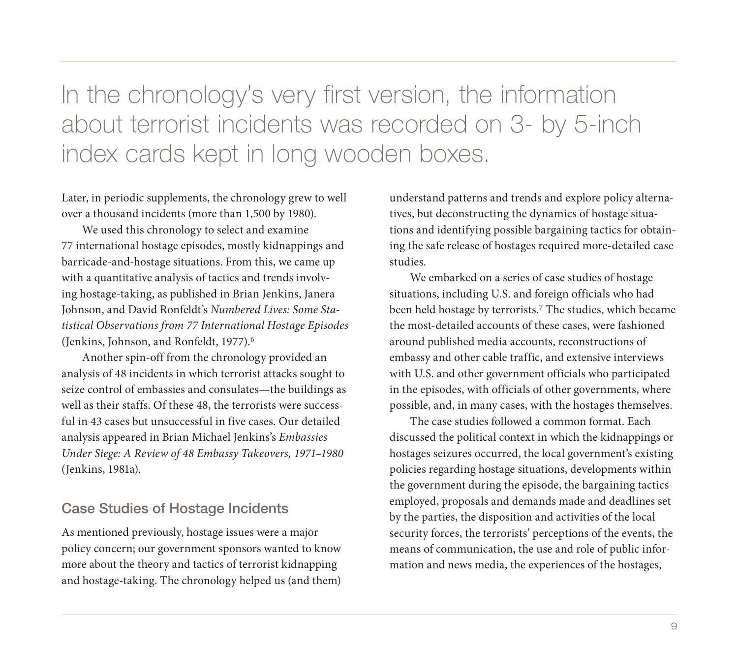In the chronology's very first version, the information about terrorist incidents was recorded on 3- by 5-inch index cards kept in long wooden boxes.

Later, in periodic supplements, the chronology grew to well over a thousand incidents (more than 1,500 by 1980).

We used this chronology to select and examine 77 international hostage episodes, mostly kidnappings and barricade-and-hostage situations. From this, we came up with a quantitative analysis of tactics and trends involving hostage-taking, as published in Brian Jenkins, Janera Johnson, and David Ronfeldt's *Numbered Lives: Some Statistical Observations from 77 International Hostage Episodes* (Jenkins, Johnson, and Ronfeldt, 1977).[6]

Another spin-off from the chronology provided an analysis of 48 incidents in which terrorist attacks sought to seize control of embassies and consulates—the buildings as well as their staffs. Of these 48, the terrorists were successful in 43 cases but unsuccessful in five cases. Our detailed analysis appeared in Brian Michael Jenkins's *Embassies Under Siege: A Review of 48 Embassy Takeovers, 1971–1980* (Jenkins, 1981a).

## Case Studies of Hostage Incidents

As mentioned previously, hostage issues were a major policy concern; our government sponsors wanted to know more about the theory and tactics of terrorist kidnapping and hostage-taking. The chronology helped us (and them) understand patterns and trends and explore policy alternatives, but deconstructing the dynamics of hostage situations and identifying possible bargaining tactics for obtaining the safe release of hostages required more-detailed case studies.

We embarked on a series of case studies of hostage situations, including U.S. and foreign officials who had been held hostage by terrorists.[7] The studies, which became the most-detailed accounts of these cases, were fashioned around published media accounts, reconstructions of embassy and other cable traffic, and extensive interviews with U.S. and other government officials who participated in the episodes, with officials of other governments, where possible, and, in many cases, with the hostages themselves.

The case studies followed a common format. Each discussed the political context in which the kidnappings or hostages seizures occurred, the local government's existing policies regarding hostage situations, developments within the government during the episode, the bargaining tactics employed, proposals and demands made and deadlines set by the parties, the disposition and activities of the local security forces, the terrorists' perceptions of the events, the means of communication, the use and role of public information and news media, the experiences of the hostages,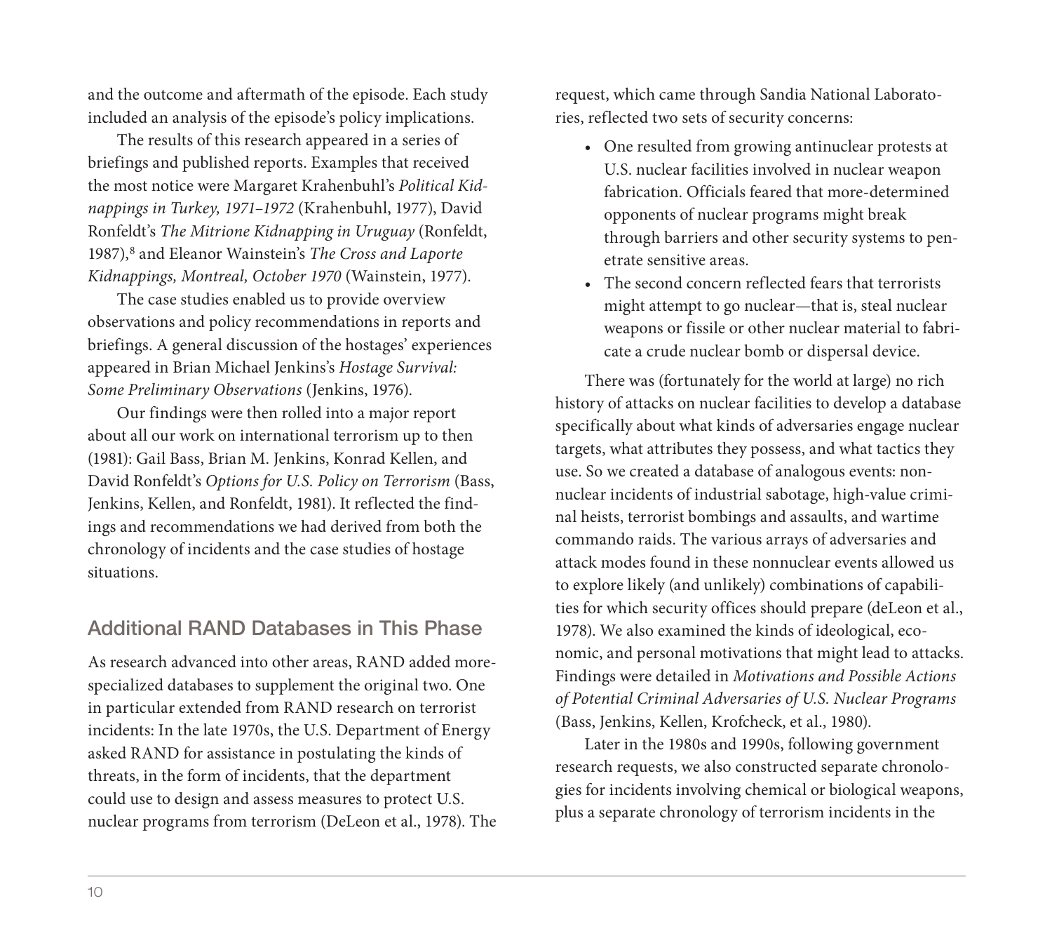and the outcome and aftermath of the episode. Each study included an analysis of the episode's policy implications.

The results of this research appeared in a series of briefings and published reports. Examples that received the most notice were Margaret Krahenbuhl's *Political Kidnappings in Turkey, 1971–1972* (Krahenbuhl, 1977), David Ronfeldt's *The Mitrione Kidnapping in Uruguay* (Ronfeldt, 1987),[8] and Eleanor Wainstein's *The Cross and Laporte Kidnappings, Montreal, October 1970* (Wainstein, 1977).

The case studies enabled us to provide overview observations and policy recommendations in reports and briefings. A general discussion of the hostages' experiences appeared in Brian Michael Jenkins's *Hostage Survival: Some Preliminary Observations* (Jenkins, 1976).

Our findings were then rolled into a major report about all our work on international terrorism up to then (1981): Gail Bass, Brian M. Jenkins, Konrad Kellen, and David Ronfeldt's *Options for U.S. Policy on Terrorism* (Bass, Jenkins, Kellen, and Ronfeldt, 1981). It reflected the findings and recommendations we had derived from both the chronology of incidents and the case studies of hostage situations.

## Additional RAND Databases in This Phase

As research advanced into other areas, RAND added more-specialized databases to supplement the original two. One in particular extended from RAND research on terrorist incidents: In the late 1970s, the U.S. Department of Energy asked RAND for assistance in postulating the kinds of threats, in the form of incidents, that the department could use to design and assess measures to protect U.S. nuclear programs from terrorism (DeLeon et al., 1978). The request, which came through Sandia National Laboratories, reflected two sets of security concerns:

- One resulted from growing antinuclear protests at U.S. nuclear facilities involved in nuclear weapon fabrication. Officials feared that more-determined opponents of nuclear programs might break through barriers and other security systems to penetrate sensitive areas.
- The second concern reflected fears that terrorists might attempt to go nuclear—that is, steal nuclear weapons or fissile or other nuclear material to fabricate a crude nuclear bomb or dispersal device.

There was (fortunately for the world at large) no rich history of attacks on nuclear facilities to develop a database specifically about what kinds of adversaries engage nuclear targets, what attributes they possess, and what tactics they use. So we created a database of analogous events: nonnuclear incidents of industrial sabotage, high-value criminal heists, terrorist bombings and assaults, and wartime commando raids. The various arrays of adversaries and attack modes found in these nonnuclear events allowed us to explore likely (and unlikely) combinations of capabilities for which security offices should prepare (deLeon et al., 1978). We also examined the kinds of ideological, economic, and personal motivations that might lead to attacks. Findings were detailed in *Motivations and Possible Actions of Potential Criminal Adversaries of U.S. Nuclear Programs* (Bass, Jenkins, Kellen, Krofcheck, et al., 1980).

Later in the 1980s and 1990s, following government research requests, we also constructed separate chronologies for incidents involving chemical or biological weapons, plus a separate chronology of terrorism incidents in the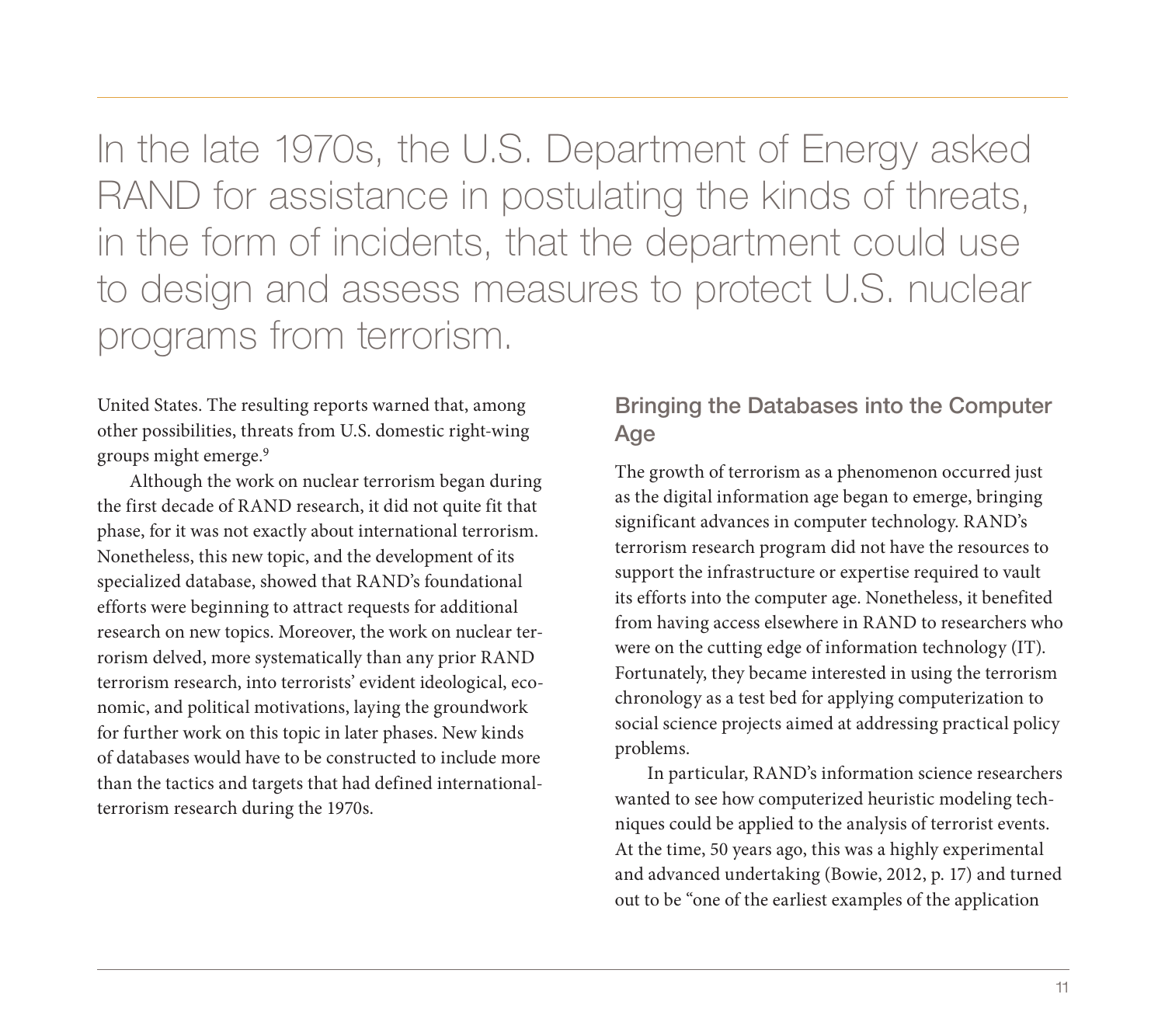In the late 1970s, the U.S. Department of Energy asked RAND for assistance in postulating the kinds of threats, in the form of incidents, that the department could use to design and assess measures to protect U.S. nuclear programs from terrorism.

United States. The resulting reports warned that, among other possibilities, threats from U.S. domestic right-wing groups might emerge.[9]

Although the work on nuclear terrorism began during the first decade of RAND research, it did not quite fit that phase, for it was not exactly about international terrorism. Nonetheless, this new topic, and the development of its specialized database, showed that RAND's foundational efforts were beginning to attract requests for additional research on new topics. Moreover, the work on nuclear terrorism delved, more systematically than any prior RAND terrorism research, into terrorists' evident ideological, economic, and political motivations, laying the groundwork for further work on this topic in later phases. New kinds of databases would have to be constructed to include more than the tactics and targets that had defined international-terrorism research during the 1970s.

## Bringing the Databases into the Computer Age

The growth of terrorism as a phenomenon occurred just as the digital information age began to emerge, bringing significant advances in computer technology. RAND's terrorism research program did not have the resources to support the infrastructure or expertise required to vault its efforts into the computer age. Nonetheless, it benefited from having access elsewhere in RAND to researchers who were on the cutting edge of information technology (IT). Fortunately, they became interested in using the terrorism chronology as a test bed for applying computerization to social science projects aimed at addressing practical policy problems.

In particular, RAND's information science researchers wanted to see how computerized heuristic modeling techniques could be applied to the analysis of terrorist events. At the time, 50 years ago, this was a highly experimental and advanced undertaking (Bowie, 2012, p. 17) and turned out to be "one of the earliest examples of the application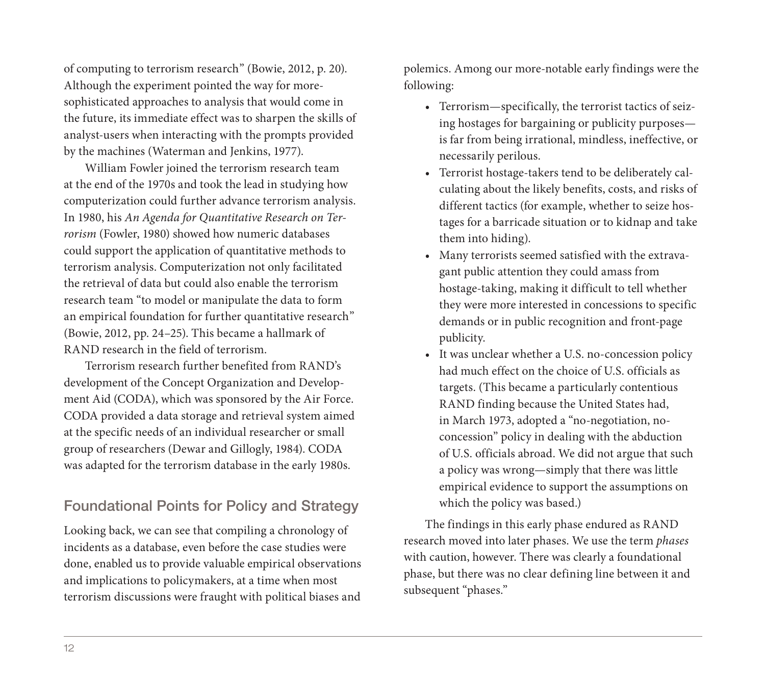of computing to terrorism research" (Bowie, 2012, p. 20). Although the experiment pointed the way for more-sophisticated approaches to analysis that would come in the future, its immediate effect was to sharpen the skills of analyst-users when interacting with the prompts provided by the machines (Waterman and Jenkins, 1977).

William Fowler joined the terrorism research team at the end of the 1970s and took the lead in studying how computerization could further advance terrorism analysis. In 1980, his *An Agenda for Quantitative Research on Terrorism* (Fowler, 1980) showed how numeric databases could support the application of quantitative methods to terrorism analysis. Computerization not only facilitated the retrieval of data but could also enable the terrorism research team "to model or manipulate the data to form an empirical foundation for further quantitative research" (Bowie, 2012, pp. 24–25). This became a hallmark of RAND research in the field of terrorism.

Terrorism research further benefited from RAND's development of the Concept Organization and Development Aid (CODA), which was sponsored by the Air Force. CODA provided a data storage and retrieval system aimed at the specific needs of an individual researcher or small group of researchers (Dewar and Gillogly, 1984). CODA was adapted for the terrorism database in the early 1980s.

## Foundational Points for Policy and Strategy

Looking back, we can see that compiling a chronology of incidents as a database, even before the case studies were done, enabled us to provide valuable empirical observations and implications to policymakers, at a time when most terrorism discussions were fraught with political biases and polemics. Among our more-notable early findings were the following:

- Terrorism—specifically, the terrorist tactics of seizing hostages for bargaining or publicity purposes—is far from being irrational, mindless, ineffective, or necessarily perilous.
- Terrorist hostage-takers tend to be deliberately calculating about the likely benefits, costs, and risks of different tactics (for example, whether to seize hostages for a barricade situation or to kidnap and take them into hiding).
- Many terrorists seemed satisfied with the extravagant public attention they could amass from hostage-taking, making it difficult to tell whether they were more interested in concessions to specific demands or in public recognition and front-page publicity.
- It was unclear whether a U.S. no-concession policy had much effect on the choice of U.S. officials as targets. (This became a particularly contentious RAND finding because the United States had, in March 1973, adopted a "no-negotiation, no-concession" policy in dealing with the abduction of U.S. officials abroad. We did not argue that such a policy was wrong—simply that there was little empirical evidence to support the assumptions on which the policy was based.)

The findings in this early phase endured as RAND research moved into later phases. We use the term *phases* with caution, however. There was clearly a foundational phase, but there was no clear defining line between it and subsequent "phases."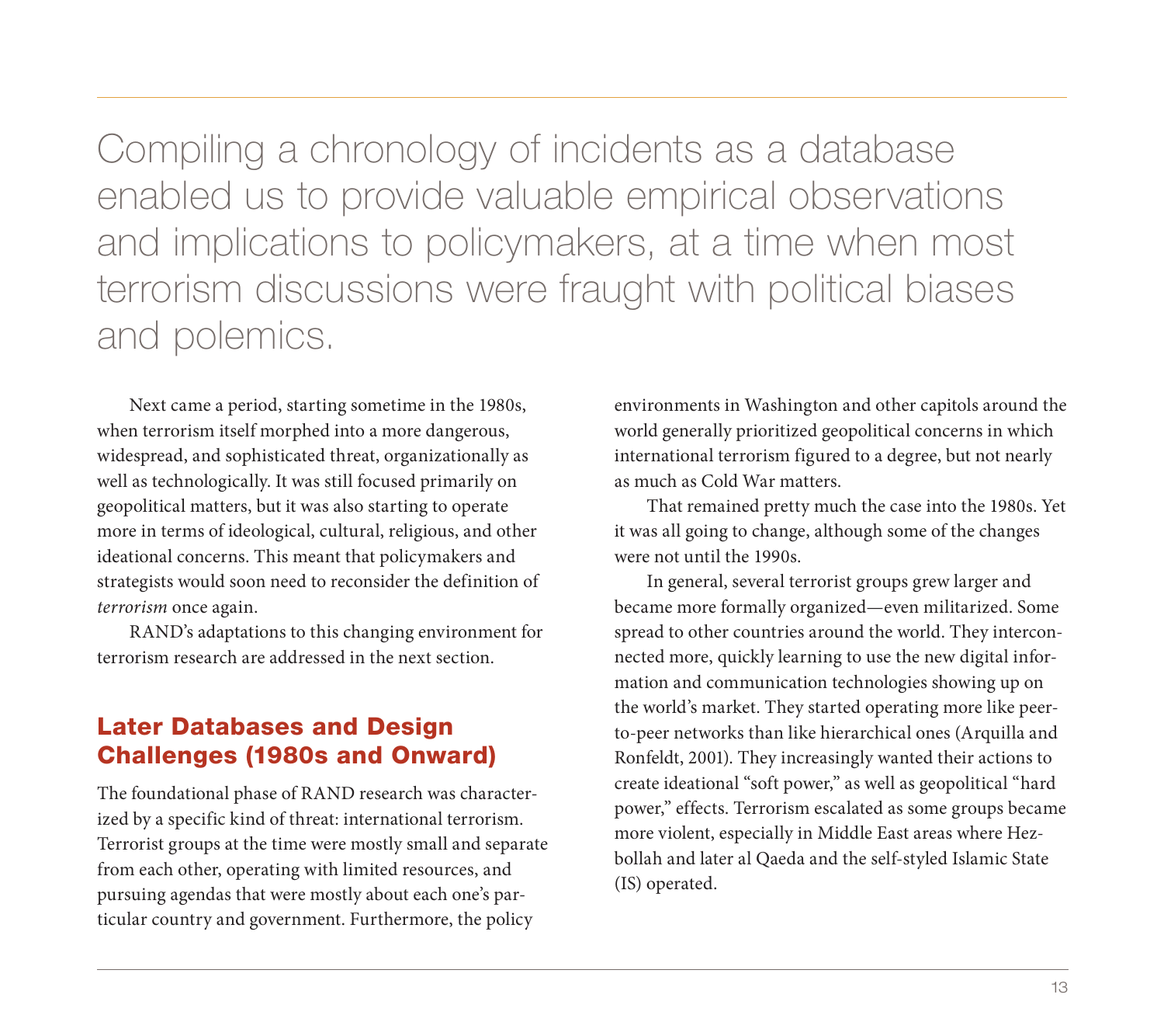Compiling a chronology of incidents as a database enabled us to provide valuable empirical observations and implications to policymakers, at a time when most terrorism discussions were fraught with political biases and polemics.

Next came a period, starting sometime in the 1980s, when terrorism itself morphed into a more dangerous, widespread, and sophisticated threat, organizationally as well as technologically. It was still focused primarily on geopolitical matters, but it was also starting to operate more in terms of ideological, cultural, religious, and other ideational concerns. This meant that policymakers and strategists would soon need to reconsider the definition of *terrorism* once again.

RAND's adaptations to this changing environment for terrorism research are addressed in the next section.

## Later Databases and Design Challenges (1980s and Onward)

The foundational phase of RAND research was characterized by a specific kind of threat: international terrorism. Terrorist groups at the time were mostly small and separate from each other, operating with limited resources, and pursuing agendas that were mostly about each one's particular country and government. Furthermore, the policy environments in Washington and other capitols around the world generally prioritized geopolitical concerns in which international terrorism figured to a degree, but not nearly as much as Cold War matters.

That remained pretty much the case into the 1980s. Yet it was all going to change, although some of the changes were not until the 1990s.

In general, several terrorist groups grew larger and became more formally organized—even militarized. Some spread to other countries around the world. They interconnected more, quickly learning to use the new digital information and communication technologies showing up on the world's market. They started operating more like peer-to-peer networks than like hierarchical ones (Arquilla and Ronfeldt, 2001). They increasingly wanted their actions to create ideational "soft power," as well as geopolitical "hard power," effects. Terrorism escalated as some groups became more violent, especially in Middle East areas where Hezbollah and later al Qaeda and the self-styled Islamic State (IS) operated.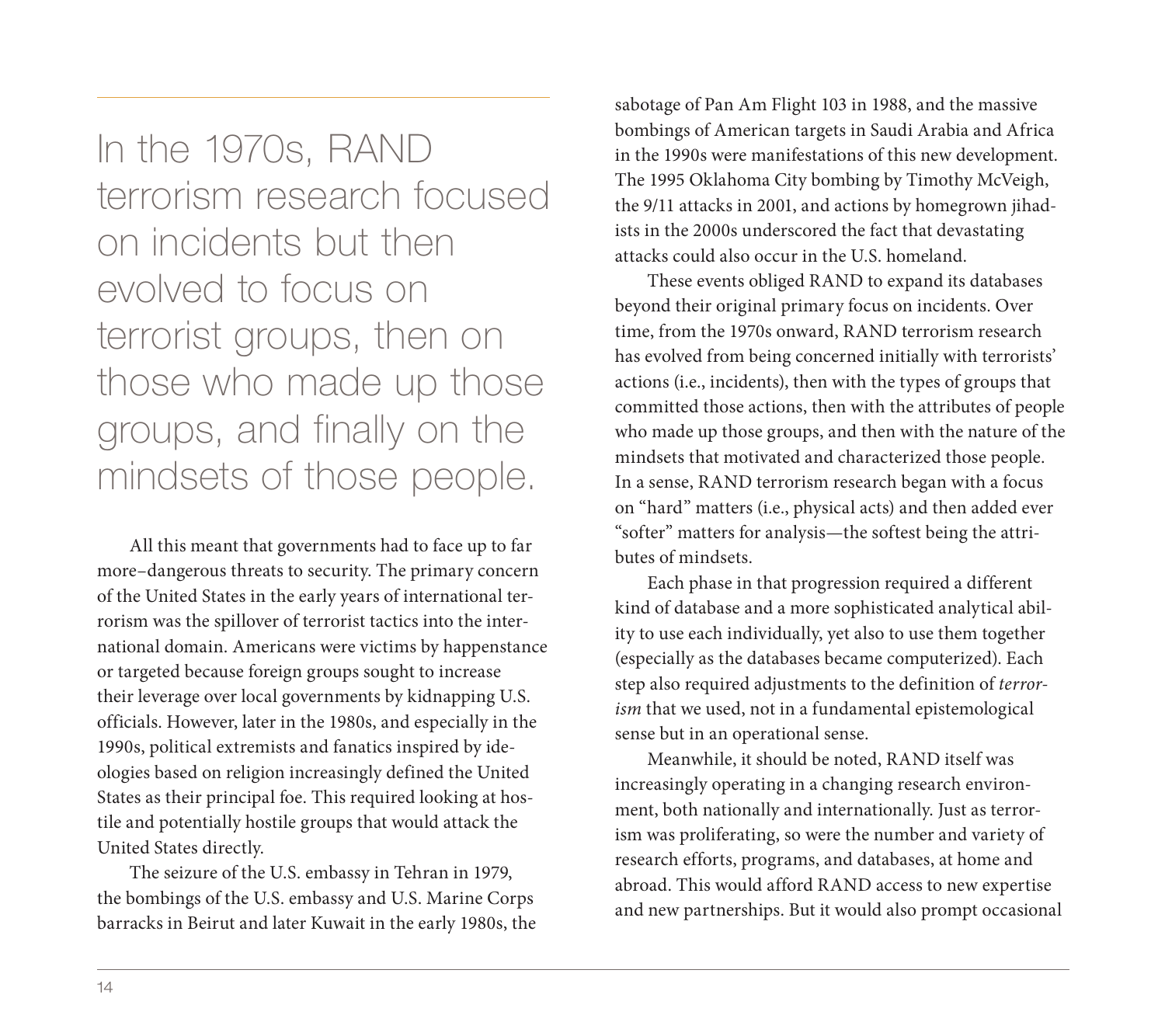> In the 1970s, RAND terrorism research focused on incidents but then evolved to focus on terrorist groups, then on those who made up those groups, and finally on the mindsets of those people.

All this meant that governments had to face up to far more–dangerous threats to security. The primary concern of the United States in the early years of international terrorism was the spillover of terrorist tactics into the international domain. Americans were victims by happenstance or targeted because foreign groups sought to increase their leverage over local governments by kidnapping U.S. officials. However, later in the 1980s, and especially in the 1990s, political extremists and fanatics inspired by ideologies based on religion increasingly defined the United States as their principal foe. This required looking at hostile and potentially hostile groups that would attack the United States directly.

The seizure of the U.S. embassy in Tehran in 1979, the bombings of the U.S. embassy and U.S. Marine Corps barracks in Beirut and later Kuwait in the early 1980s, the sabotage of Pan Am Flight 103 in 1988, and the massive bombings of American targets in Saudi Arabia and Africa in the 1990s were manifestations of this new development. The 1995 Oklahoma City bombing by Timothy McVeigh, the 9/11 attacks in 2001, and actions by homegrown jihadists in the 2000s underscored the fact that devastating attacks could also occur in the U.S. homeland.

These events obliged RAND to expand its databases beyond their original primary focus on incidents. Over time, from the 1970s onward, RAND terrorism research has evolved from being concerned initially with terrorists' actions (i.e., incidents), then with the types of groups that committed those actions, then with the attributes of people who made up those groups, and then with the nature of the mindsets that motivated and characterized those people. In a sense, RAND terrorism research began with a focus on "hard" matters (i.e., physical acts) and then added ever "softer" matters for analysis—the softest being the attributes of mindsets.

Each phase in that progression required a different kind of database and a more sophisticated analytical ability to use each individually, yet also to use them together (especially as the databases became computerized). Each step also required adjustments to the definition of *terrorism* that we used, not in a fundamental epistemological sense but in an operational sense.

Meanwhile, it should be noted, RAND itself was increasingly operating in a changing research environment, both nationally and internationally. Just as terrorism was proliferating, so were the number and variety of research efforts, programs, and databases, at home and abroad. This would afford RAND access to new expertise and new partnerships. But it would also prompt occasional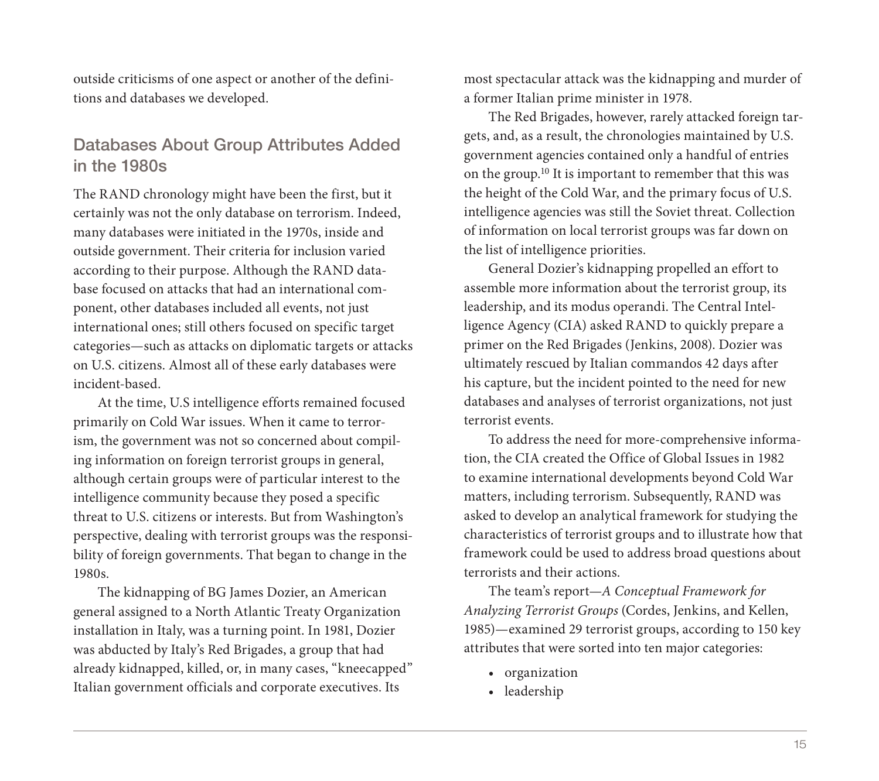outside criticisms of one aspect or another of the definitions and databases we developed.

## Databases About Group Attributes Added in the 1980s

The RAND chronology might have been the first, but it certainly was not the only database on terrorism. Indeed, many databases were initiated in the 1970s, inside and outside government. Their criteria for inclusion varied according to their purpose. Although the RAND database focused on attacks that had an international component, other databases included all events, not just international ones; still others focused on specific target categories—such as attacks on diplomatic targets or attacks on U.S. citizens. Almost all of these early databases were incident-based.

At the time, U.S intelligence efforts remained focused primarily on Cold War issues. When it came to terrorism, the government was not so concerned about compiling information on foreign terrorist groups in general, although certain groups were of particular interest to the intelligence community because they posed a specific threat to U.S. citizens or interests. But from Washington's perspective, dealing with terrorist groups was the responsibility of foreign governments. That began to change in the 1980s.

The kidnapping of BG James Dozier, an American general assigned to a North Atlantic Treaty Organization installation in Italy, was a turning point. In 1981, Dozier was abducted by Italy's Red Brigades, a group that had already kidnapped, killed, or, in many cases, "kneecapped" Italian government officials and corporate executives. Its most spectacular attack was the kidnapping and murder of a former Italian prime minister in 1978.

The Red Brigades, however, rarely attacked foreign targets, and, as a result, the chronologies maintained by U.S. government agencies contained only a handful of entries on the group.[10] It is important to remember that this was the height of the Cold War, and the primary focus of U.S. intelligence agencies was still the Soviet threat. Collection of information on local terrorist groups was far down on the list of intelligence priorities.

General Dozier's kidnapping propelled an effort to assemble more information about the terrorist group, its leadership, and its modus operandi. The Central Intelligence Agency (CIA) asked RAND to quickly prepare a primer on the Red Brigades (Jenkins, 2008). Dozier was ultimately rescued by Italian commandos 42 days after his capture, but the incident pointed to the need for new databases and analyses of terrorist organizations, not just terrorist events.

To address the need for more-comprehensive information, the CIA created the Office of Global Issues in 1982 to examine international developments beyond Cold War matters, including terrorism. Subsequently, RAND was asked to develop an analytical framework for studying the characteristics of terrorist groups and to illustrate how that framework could be used to address broad questions about terrorists and their actions.

The team's report—*A Conceptual Framework for Analyzing Terrorist Groups* (Cordes, Jenkins, and Kellen, 1985)—examined 29 terrorist groups, according to 150 key attributes that were sorted into ten major categories:

- organization
- leadership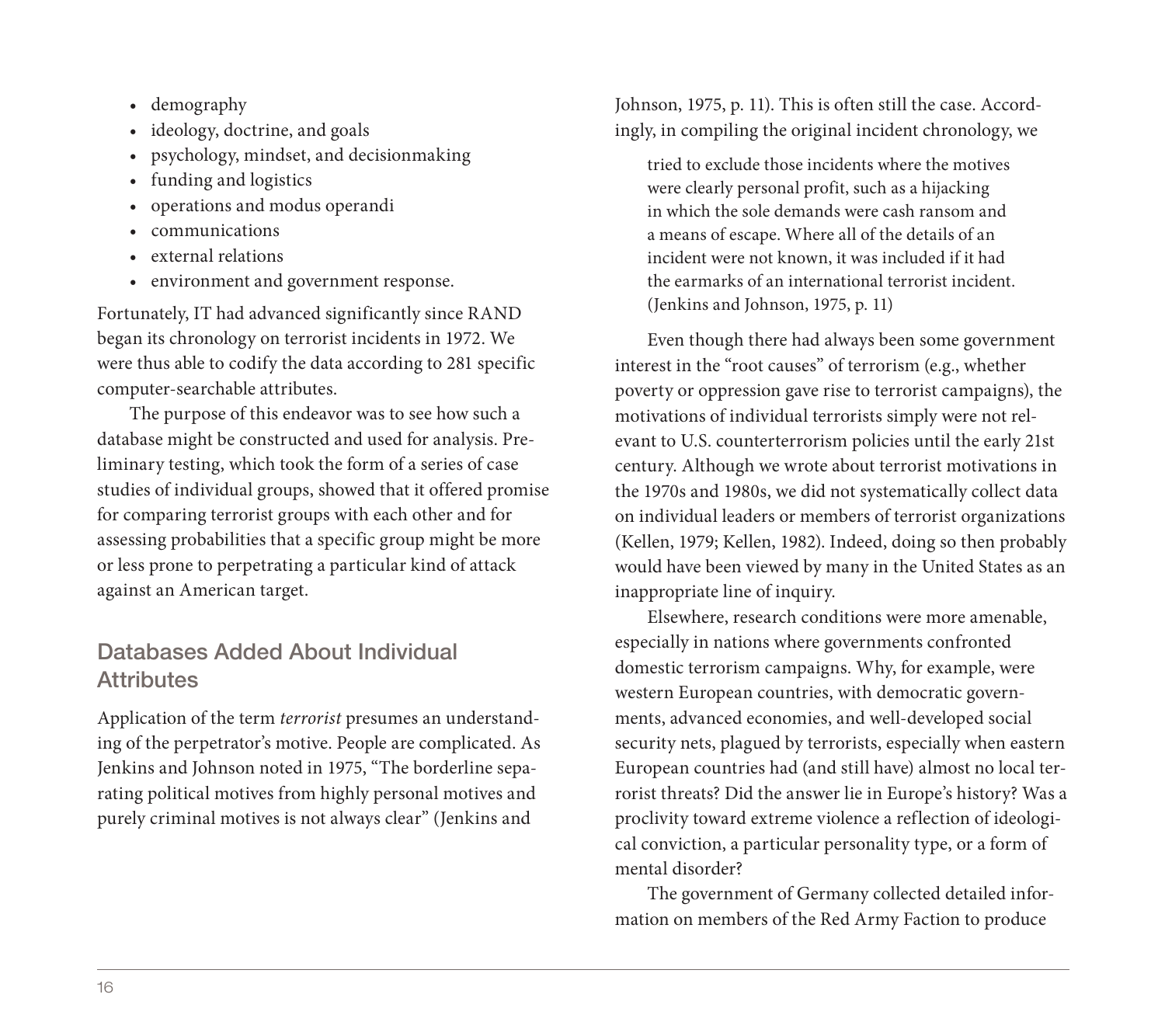- demography
- ideology, doctrine, and goals
- psychology, mindset, and decisionmaking
- funding and logistics
- operations and modus operandi
- communications
- external relations
- environment and government response.

Fortunately, IT had advanced significantly since RAND began its chronology on terrorist incidents in 1972. We were thus able to codify the data according to 281 specific computer-searchable attributes.

The purpose of this endeavor was to see how such a database might be constructed and used for analysis. Preliminary testing, which took the form of a series of case studies of individual groups, showed that it offered promise for comparing terrorist groups with each other and for assessing probabilities that a specific group might be more or less prone to perpetrating a particular kind of attack against an American target.

## Databases Added About Individual Attributes

Application of the term *terrorist* presumes an understanding of the perpetrator's motive. People are complicated. As Jenkins and Johnson noted in 1975, "The borderline separating political motives from highly personal motives and purely criminal motives is not always clear" (Jenkins and Johnson, 1975, p. 11). This is often still the case. Accordingly, in compiling the original incident chronology, we

> tried to exclude those incidents where the motives were clearly personal profit, such as a hijacking in which the sole demands were cash ransom and a means of escape. Where all of the details of an incident were not known, it was included if it had the earmarks of an international terrorist incident. (Jenkins and Johnson, 1975, p. 11)

Even though there had always been some government interest in the "root causes" of terrorism (e.g., whether poverty or oppression gave rise to terrorist campaigns), the motivations of individual terrorists simply were not relevant to U.S. counterterrorism policies until the early 21st century. Although we wrote about terrorist motivations in the 1970s and 1980s, we did not systematically collect data on individual leaders or members of terrorist organizations (Kellen, 1979; Kellen, 1982). Indeed, doing so then probably would have been viewed by many in the United States as an inappropriate line of inquiry.

Elsewhere, research conditions were more amenable, especially in nations where governments confronted domestic terrorism campaigns. Why, for example, were western European countries, with democratic governments, advanced economies, and well-developed social security nets, plagued by terrorists, especially when eastern European countries had (and still have) almost no local terrorist threats? Did the answer lie in Europe's history? Was a proclivity toward extreme violence a reflection of ideological conviction, a particular personality type, or a form of mental disorder?

The government of Germany collected detailed information on members of the Red Army Faction to produce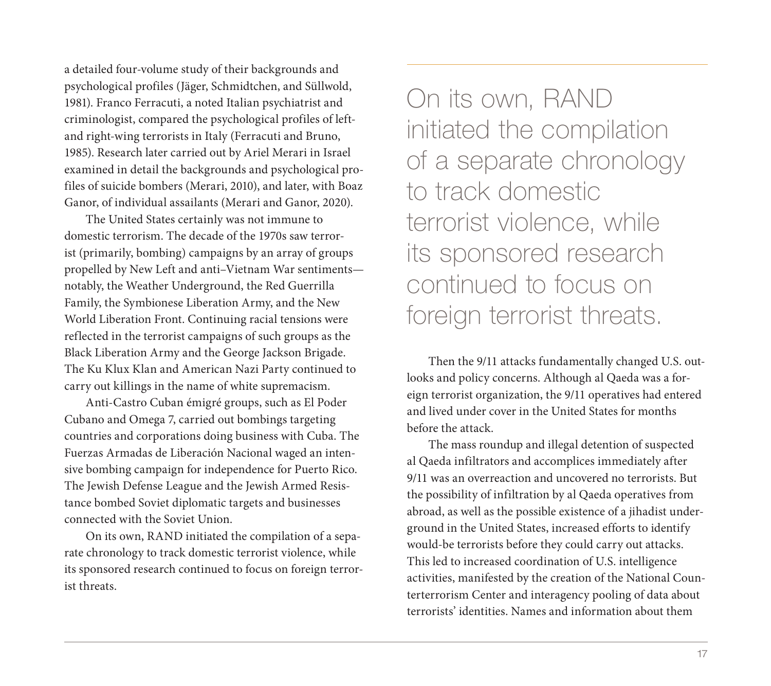a detailed four-volume study of their backgrounds and psychological profiles (Jäger, Schmidtchen, and Süllwold, 1981). Franco Ferracuti, a noted Italian psychiatrist and criminologist, compared the psychological profiles of left- and right-wing terrorists in Italy (Ferracuti and Bruno, 1985). Research later carried out by Ariel Merari in Israel examined in detail the backgrounds and psychological profiles of suicide bombers (Merari, 2010), and later, with Boaz Ganor, of individual assailants (Merari and Ganor, 2020).

The United States certainly was not immune to domestic terrorism. The decade of the 1970s saw terrorist (primarily, bombing) campaigns by an array of groups propelled by New Left and anti–Vietnam War sentiments—notably, the Weather Underground, the Red Guerrilla Family, the Symbionese Liberation Army, and the New World Liberation Front. Continuing racial tensions were reflected in the terrorist campaigns of such groups as the Black Liberation Army and the George Jackson Brigade. The Ku Klux Klan and American Nazi Party continued to carry out killings in the name of white supremacism.

Anti-Castro Cuban émigré groups, such as El Poder Cubano and Omega 7, carried out bombings targeting countries and corporations doing business with Cuba. The Fuerzas Armadas de Liberación Nacional waged an intensive bombing campaign for independence for Puerto Rico. The Jewish Defense League and the Jewish Armed Resistance bombed Soviet diplomatic targets and businesses connected with the Soviet Union.

On its own, RAND initiated the compilation of a separate chronology to track domestic terrorist violence, while its sponsored research continued to focus on foreign terrorist threats.

> On its own, RAND initiated the compilation of a separate chronology to track domestic terrorist violence, while its sponsored research continued to focus on foreign terrorist threats.

Then the 9/11 attacks fundamentally changed U.S. outlooks and policy concerns. Although al Qaeda was a foreign terrorist organization, the 9/11 operatives had entered and lived under cover in the United States for months before the attack.

The mass roundup and illegal detention of suspected al Qaeda infiltrators and accomplices immediately after 9/11 was an overreaction and uncovered no terrorists. But the possibility of infiltration by al Qaeda operatives from abroad, as well as the possible existence of a jihadist underground in the United States, increased efforts to identify would-be terrorists before they could carry out attacks. This led to increased coordination of U.S. intelligence activities, manifested by the creation of the National Counterterrorism Center and interagency pooling of data about terrorists' identities. Names and information about them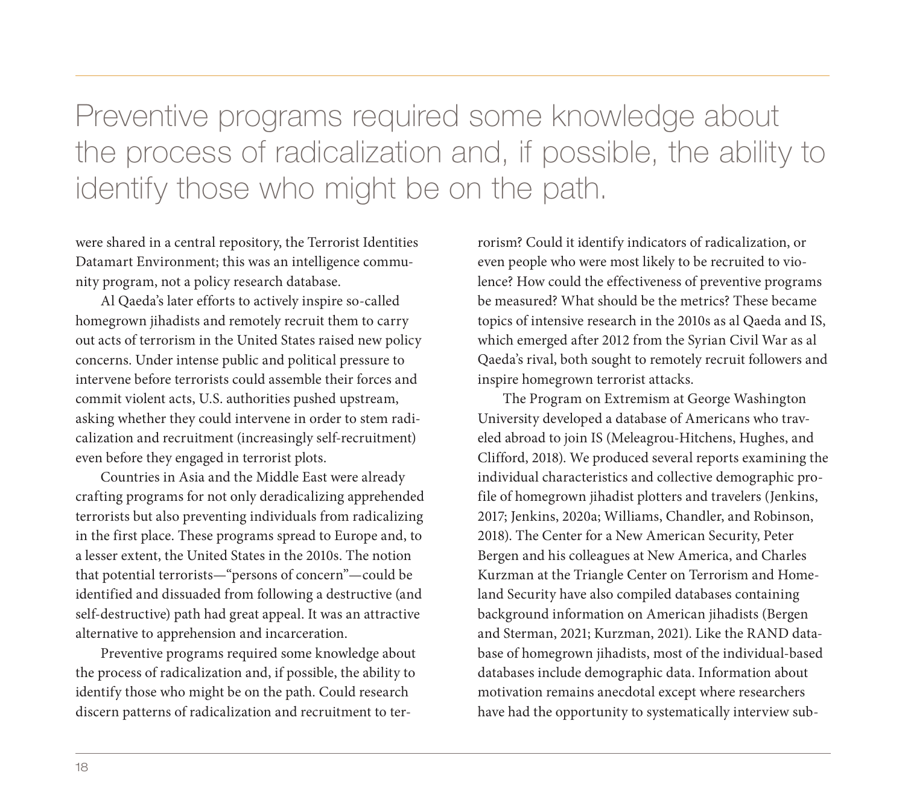> Preventive programs required some knowledge about the process of radicalization and, if possible, the ability to identify those who might be on the path.

were shared in a central repository, the Terrorist Identities Datamart Environment; this was an intelligence community program, not a policy research database.

Al Qaeda's later efforts to actively inspire so-called homegrown jihadists and remotely recruit them to carry out acts of terrorism in the United States raised new policy concerns. Under intense public and political pressure to intervene before terrorists could assemble their forces and commit violent acts, U.S. authorities pushed upstream, asking whether they could intervene in order to stem radicalization and recruitment (increasingly self-recruitment) even before they engaged in terrorist plots.

Countries in Asia and the Middle East were already crafting programs for not only deradicalizing apprehended terrorists but also preventing individuals from radicalizing in the first place. These programs spread to Europe and, to a lesser extent, the United States in the 2010s. The notion that potential terrorists—"persons of concern"—could be identified and dissuaded from following a destructive (and self-destructive) path had great appeal. It was an attractive alternative to apprehension and incarceration.

Preventive programs required some knowledge about the process of radicalization and, if possible, the ability to identify those who might be on the path. Could research discern patterns of radicalization and recruitment to terrorism? Could it identify indicators of radicalization, or even people who were most likely to be recruited to violence? How could the effectiveness of preventive programs be measured? What should be the metrics? These became topics of intensive research in the 2010s as al Qaeda and IS, which emerged after 2012 from the Syrian Civil War as al Qaeda's rival, both sought to remotely recruit followers and inspire homegrown terrorist attacks.

The Program on Extremism at George Washington University developed a database of Americans who traveled abroad to join IS (Meleagrou-Hitchens, Hughes, and Clifford, 2018). We produced several reports examining the individual characteristics and collective demographic profile of homegrown jihadist plotters and travelers (Jenkins, 2017; Jenkins, 2020a; Williams, Chandler, and Robinson, 2018). The Center for a New American Security, Peter Bergen and his colleagues at New America, and Charles Kurzman at the Triangle Center on Terrorism and Homeland Security have also compiled databases containing background information on American jihadists (Bergen and Sterman, 2021; Kurzman, 2021). Like the RAND database of homegrown jihadists, most of the individual-based databases include demographic data. Information about motivation remains anecdotal except where researchers have had the opportunity to systematically interview sub-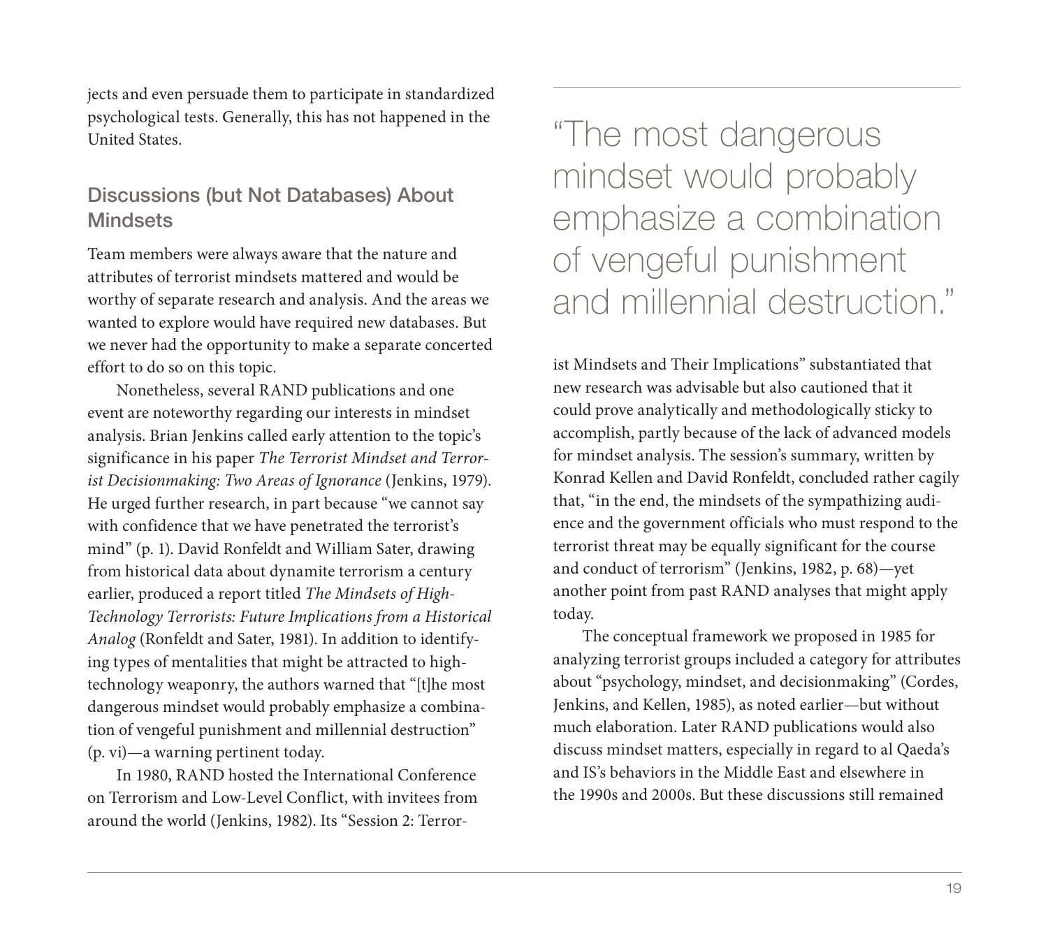jects and even persuade them to participate in standardized psychological tests. Generally, this has not happened in the United States.

## Discussions (but Not Databases) About Mindsets

Team members were always aware that the nature and attributes of terrorist mindsets mattered and would be worthy of separate research and analysis. And the areas we wanted to explore would have required new databases. But we never had the opportunity to make a separate concerted effort to do so on this topic.

Nonetheless, several RAND publications and one event are noteworthy regarding our interests in mindset analysis. Brian Jenkins called early attention to the topic's significance in his paper *The Terrorist Mindset and Terrorist Decisionmaking: Two Areas of Ignorance* (Jenkins, 1979). He urged further research, in part because "we cannot say with confidence that we have penetrated the terrorist's mind" (p. 1). David Ronfeldt and William Sater, drawing from historical data about dynamite terrorism a century earlier, produced a report titled *The Mindsets of High-Technology Terrorists: Future Implications from a Historical Analog* (Ronfeldt and Sater, 1981). In addition to identifying types of mentalities that might be attracted to high-technology weaponry, the authors warned that "[t]he most dangerous mindset would probably emphasize a combination of vengeful punishment and millennial destruction" (p. vi)—a warning pertinent today.

> "The most dangerous mindset would probably emphasize a combination of vengeful punishment and millennial destruction."

In 1980, RAND hosted the International Conference on Terrorism and Low-Level Conflict, with invitees from around the world (Jenkins, 1982). Its "Session 2: Terrorist Mindsets and Their Implications" substantiated that new research was advisable but also cautioned that it could prove analytically and methodologically sticky to accomplish, partly because of the lack of advanced models for mindset analysis. The session's summary, written by Konrad Kellen and David Ronfeldt, concluded rather cagily that, "in the end, the mindsets of the sympathizing audience and the government officials who must respond to the terrorist threat may be equally significant for the course and conduct of terrorism" (Jenkins, 1982, p. 68)—yet another point from past RAND analyses that might apply today.

The conceptual framework we proposed in 1985 for analyzing terrorist groups included a category for attributes about "psychology, mindset, and decisionmaking" (Cordes, Jenkins, and Kellen, 1985), as noted earlier—but without much elaboration. Later RAND publications would also discuss mindset matters, especially in regard to al Qaeda's and IS's behaviors in the Middle East and elsewhere in the 1990s and 2000s. But these discussions still remained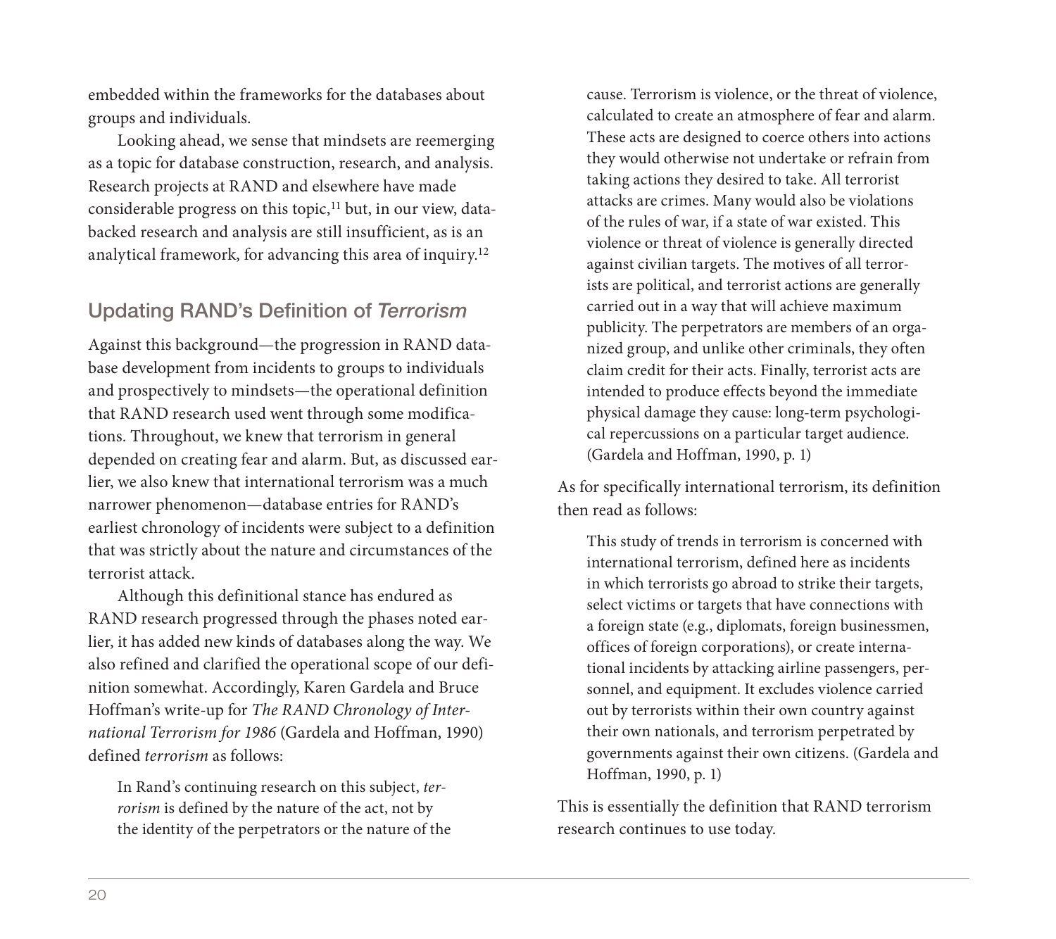embedded within the frameworks for the databases about groups and individuals.

Looking ahead, we sense that mindsets are reemerging as a topic for database construction, research, and analysis. Research projects at RAND and elsewhere have made considerable progress on this topic,[11] but, in our view, data-backed research and analysis are still insufficient, as is an analytical framework, for advancing this area of inquiry.[12]

## Updating RAND's Definition of *Terrorism*

Against this background—the progression in RAND database development from incidents to groups to individuals and prospectively to mindsets—the operational definition that RAND research used went through some modifications. Throughout, we knew that terrorism in general depended on creating fear and alarm. But, as discussed earlier, we also knew that international terrorism was a much narrower phenomenon—database entries for RAND's earliest chronology of incidents were subject to a definition that was strictly about the nature and circumstances of the terrorist attack.

Although this definitional stance has endured as RAND research progressed through the phases noted earlier, it has added new kinds of databases along the way. We also refined and clarified the operational scope of our definition somewhat. Accordingly, Karen Gardela and Bruce Hoffman's write-up for *The RAND Chronology of International Terrorism for 1986* (Gardela and Hoffman, 1990) defined *terrorism* as follows:

> In Rand's continuing research on this subject, *terrorism* is defined by the nature of the act, not by the identity of the perpetrators or the nature of the cause. Terrorism is violence, or the threat of violence, calculated to create an atmosphere of fear and alarm. These acts are designed to coerce others into actions they would otherwise not undertake or refrain from taking actions they desired to take. All terrorist attacks are crimes. Many would also be violations of the rules of war, if a state of war existed. This violence or threat of violence is generally directed against civilian targets. The motives of all terrorists are political, and terrorist actions are generally carried out in a way that will achieve maximum publicity. The perpetrators are members of an organized group, and unlike other criminals, they often claim credit for their acts. Finally, terrorist acts are intended to produce effects beyond the immediate physical damage they cause: long-term psychological repercussions on a particular target audience. (Gardela and Hoffman, 1990, p. 1)

As for specifically international terrorism, its definition then read as follows:

> This study of trends in terrorism is concerned with international terrorism, defined here as incidents in which terrorists go abroad to strike their targets, select victims or targets that have connections with a foreign state (e.g., diplomats, foreign businessmen, offices of foreign corporations), or create international incidents by attacking airline passengers, personnel, and equipment. It excludes violence carried out by terrorists within their own country against their own nationals, and terrorism perpetrated by governments against their own citizens. (Gardela and Hoffman, 1990, p. 1)

This is essentially the definition that RAND terrorism research continues to use today.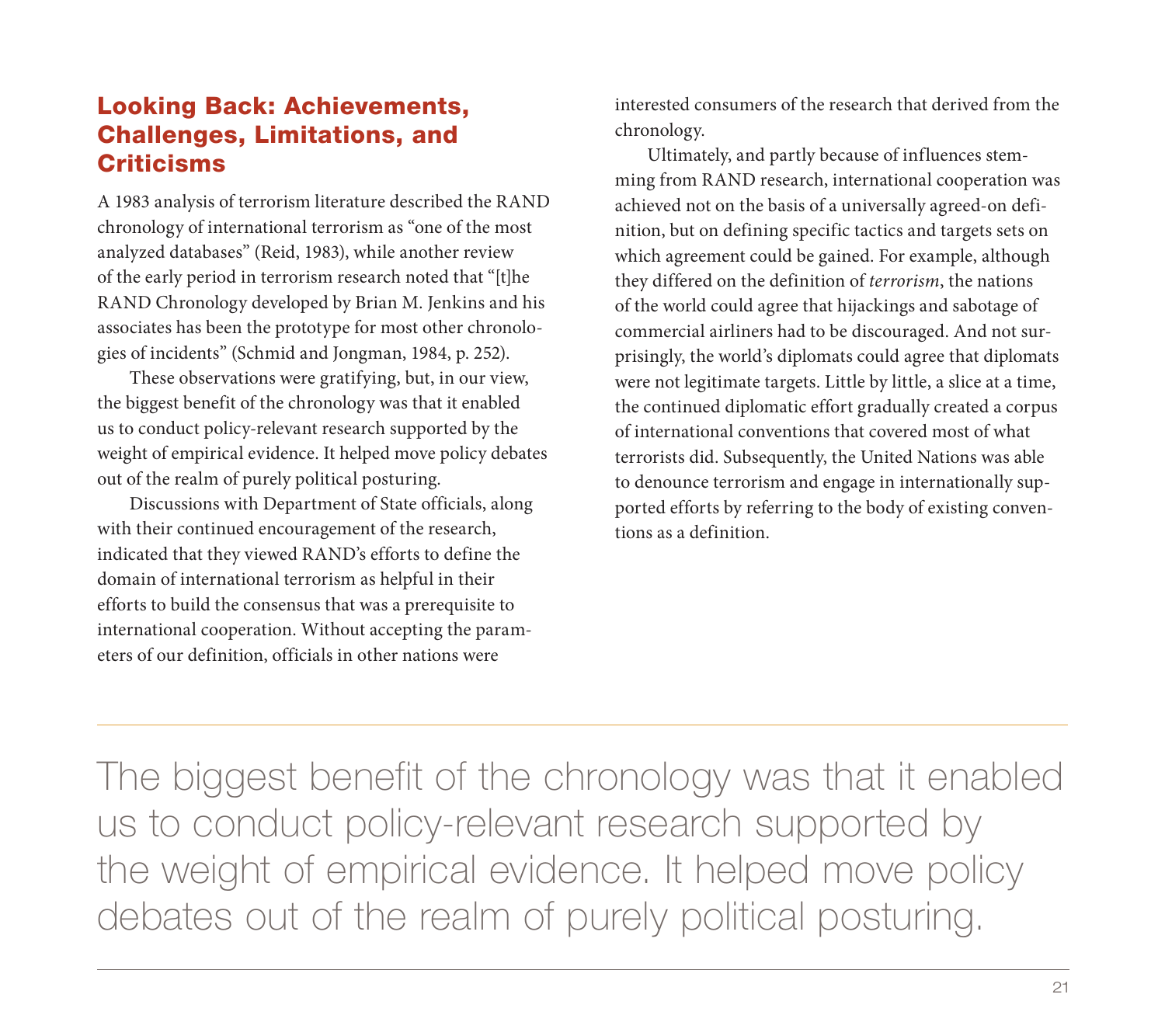## Looking Back: Achievements, Challenges, Limitations, and Criticisms

A 1983 analysis of terrorism literature described the RAND chronology of international terrorism as "one of the most analyzed databases" (Reid, 1983), while another review of the early period in terrorism research noted that "[t]he RAND Chronology developed by Brian M. Jenkins and his associates has been the prototype for most other chronologies of incidents" (Schmid and Jongman, 1984, p. 252).

These observations were gratifying, but, in our view, the biggest benefit of the chronology was that it enabled us to conduct policy-relevant research supported by the weight of empirical evidence. It helped move policy debates out of the realm of purely political posturing.

Discussions with Department of State officials, along with their continued encouragement of the research, indicated that they viewed RAND's efforts to define the domain of international terrorism as helpful in their efforts to build the consensus that was a prerequisite to international cooperation. Without accepting the parameters of our definition, officials in other nations were interested consumers of the research that derived from the chronology.

Ultimately, and partly because of influences stemming from RAND research, international cooperation was achieved not on the basis of a universally agreed-on definition, but on defining specific tactics and targets sets on which agreement could be gained. For example, although they differed on the definition of *terrorism*, the nations of the world could agree that hijackings and sabotage of commercial airliners had to be discouraged. And not surprisingly, the world's diplomats could agree that diplomats were not legitimate targets. Little by little, a slice at a time, the continued diplomatic effort gradually created a corpus of international conventions that covered most of what terrorists did. Subsequently, the United Nations was able to denounce terrorism and engage in internationally supported efforts by referring to the body of existing conventions as a definition.

> The biggest benefit of the chronology was that it enabled us to conduct policy-relevant research supported by the weight of empirical evidence. It helped move policy debates out of the realm of purely political posturing.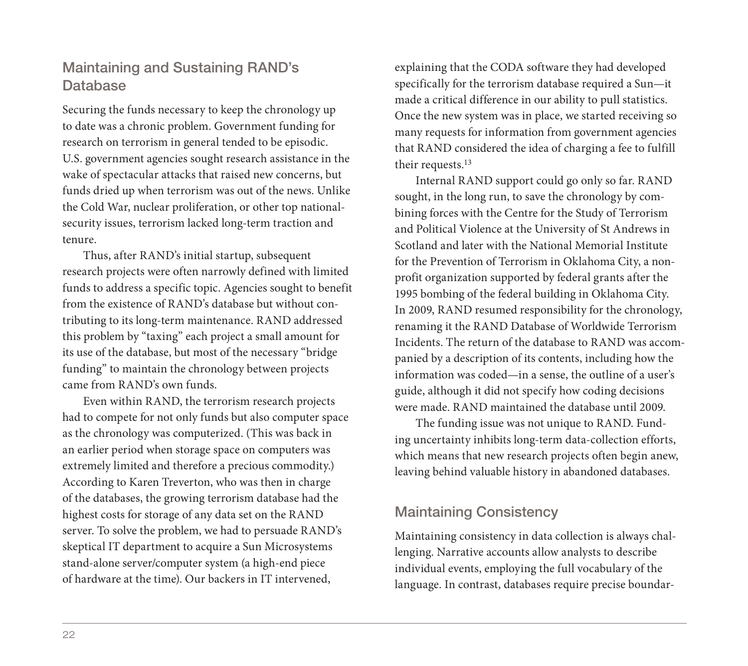## Maintaining and Sustaining RAND's Database

Securing the funds necessary to keep the chronology up to date was a chronic problem. Government funding for research on terrorism in general tended to be episodic. U.S. government agencies sought research assistance in the wake of spectacular attacks that raised new concerns, but funds dried up when terrorism was out of the news. Unlike the Cold War, nuclear proliferation, or other top national-security issues, terrorism lacked long-term traction and tenure.

Thus, after RAND's initial startup, subsequent research projects were often narrowly defined with limited funds to address a specific topic. Agencies sought to benefit from the existence of RAND's database but without contributing to its long-term maintenance. RAND addressed this problem by "taxing" each project a small amount for its use of the database, but most of the necessary "bridge funding" to maintain the chronology between projects came from RAND's own funds.

Even within RAND, the terrorism research projects had to compete for not only funds but also computer space as the chronology was computerized. (This was back in an earlier period when storage space on computers was extremely limited and therefore a precious commodity.) According to Karen Treverton, who was then in charge of the databases, the growing terrorism database had the highest costs for storage of any data set on the RAND server. To solve the problem, we had to persuade RAND's skeptical IT department to acquire a Sun Microsystems stand-alone server/computer system (a high-end piece of hardware at the time). Our backers in IT intervened, explaining that the CODA software they had developed specifically for the terrorism database required a Sun—it made a critical difference in our ability to pull statistics. Once the new system was in place, we started receiving so many requests for information from government agencies that RAND considered the idea of charging a fee to fulfill their requests.[13]

Internal RAND support could go only so far. RAND sought, in the long run, to save the chronology by combining forces with the Centre for the Study of Terrorism and Political Violence at the University of St Andrews in Scotland and later with the National Memorial Institute for the Prevention of Terrorism in Oklahoma City, a non-profit organization supported by federal grants after the 1995 bombing of the federal building in Oklahoma City. In 2009, RAND resumed responsibility for the chronology, renaming it the RAND Database of Worldwide Terrorism Incidents. The return of the database to RAND was accompanied by a description of its contents, including how the information was coded—in a sense, the outline of a user's guide, although it did not specify how coding decisions were made. RAND maintained the database until 2009.

The funding issue was not unique to RAND. Funding uncertainty inhibits long-term data-collection efforts, which means that new research projects often begin anew, leaving behind valuable history in abandoned databases.

## Maintaining Consistency

Maintaining consistency in data collection is always challenging. Narrative accounts allow analysts to describe individual events, employing the full vocabulary of the language. In contrast, databases require precise boundar-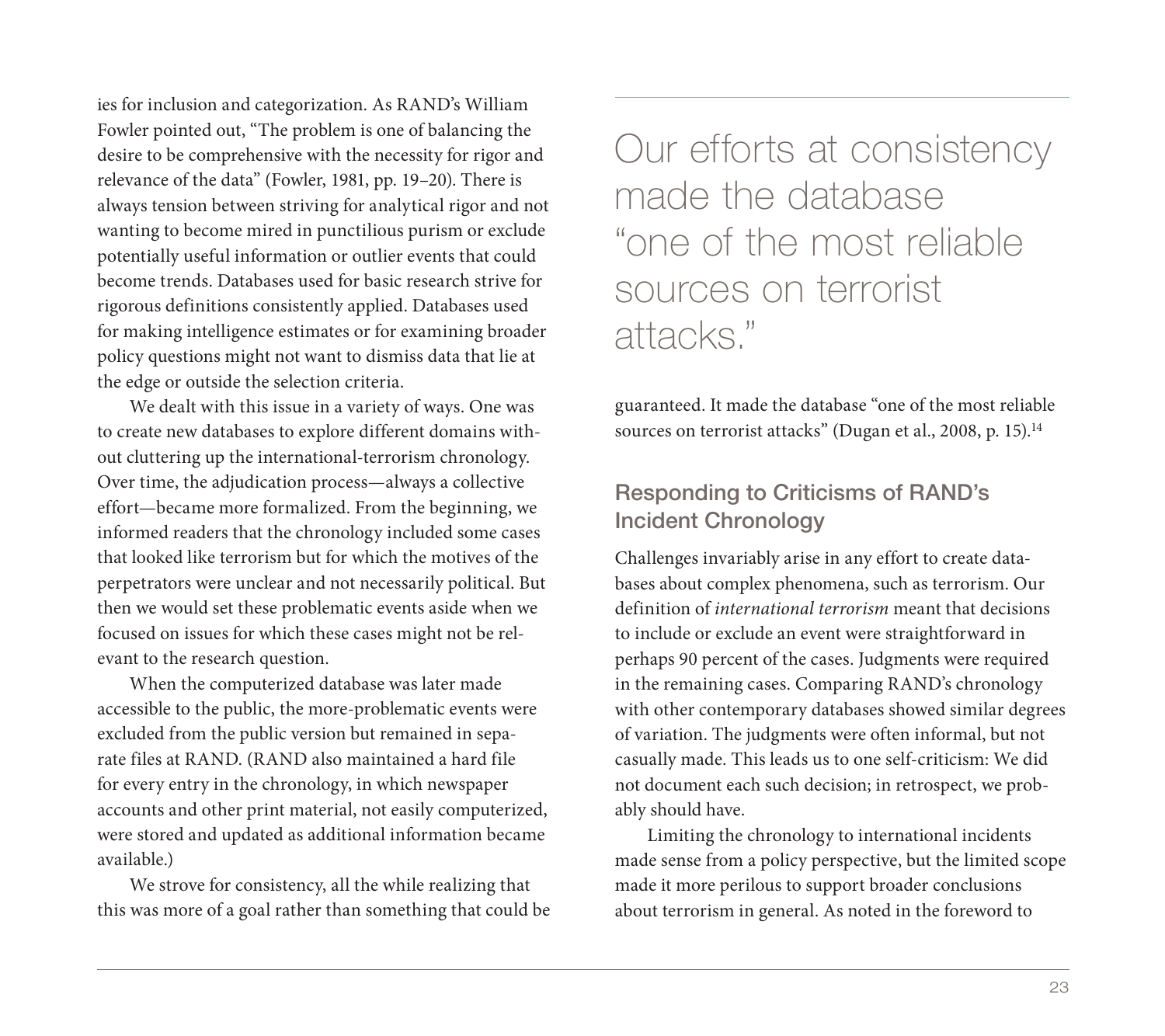ies for inclusion and categorization. As RAND's William Fowler pointed out, "The problem is one of balancing the desire to be comprehensive with the necessity for rigor and relevance of the data" (Fowler, 1981, pp. 19–20). There is always tension between striving for analytical rigor and not wanting to become mired in punctilious purism or exclude potentially useful information or outlier events that could become trends. Databases used for basic research strive for rigorous definitions consistently applied. Databases used for making intelligence estimates or for examining broader policy questions might not want to dismiss data that lie at the edge or outside the selection criteria.

We dealt with this issue in a variety of ways. One was to create new databases to explore different domains without cluttering up the international-terrorism chronology. Over time, the adjudication process—always a collective effort—became more formalized. From the beginning, we informed readers that the chronology included some cases that looked like terrorism but for which the motives of the perpetrators were unclear and not necessarily political. But then we would set these problematic events aside when we focused on issues for which these cases might not be relevant to the research question.

When the computerized database was later made accessible to the public, the more-problematic events were excluded from the public version but remained in separate files at RAND. (RAND also maintained a hard file for every entry in the chronology, in which newspaper accounts and other print material, not easily computerized, were stored and updated as additional information became available.)

We strove for consistency, all the while realizing that this was more of a goal rather than something that could be guaranteed. It made the database "one of the most reliable sources on terrorist attacks" (Dugan et al., 2008, p. 15).[14]

> Our efforts at consistency made the database "one of the most reliable sources on terrorist attacks."

## Responding to Criticisms of RAND's Incident Chronology

Challenges invariably arise in any effort to create databases about complex phenomena, such as terrorism. Our definition of *international terrorism* meant that decisions to include or exclude an event were straightforward in perhaps 90 percent of the cases. Judgments were required in the remaining cases. Comparing RAND's chronology with other contemporary databases showed similar degrees of variation. The judgments were often informal, but not casually made. This leads us to one self-criticism: We did not document each such decision; in retrospect, we probably should have.

Limiting the chronology to international incidents made sense from a policy perspective, but the limited scope made it more perilous to support broader conclusions about terrorism in general. As noted in the foreword to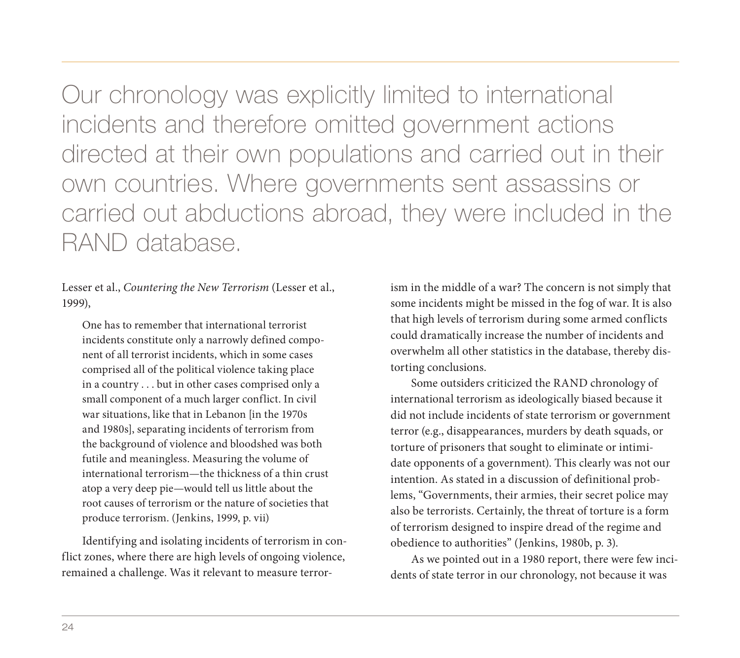> Our chronology was explicitly limited to international incidents and therefore omitted government actions directed at their own populations and carried out in their own countries. Where governments sent assassins or carried out abductions abroad, they were included in the RAND database.

Lesser et al., *Countering the New Terrorism* (Lesser et al., 1999),

> One has to remember that international terrorist incidents constitute only a narrowly defined component of all terrorist incidents, which in some cases comprised all of the political violence taking place in a country . . . but in other cases comprised only a small component of a much larger conflict. In civil war situations, like that in Lebanon [in the 1970s and 1980s], separating incidents of terrorism from the background of violence and bloodshed was both futile and meaningless. Measuring the volume of international terrorism—the thickness of a thin crust atop a very deep pie—would tell us little about the root causes of terrorism or the nature of societies that produce terrorism. (Jenkins, 1999, p. vii)

Identifying and isolating incidents of terrorism in conflict zones, where there are high levels of ongoing violence, remained a challenge. Was it relevant to measure terrorism in the middle of a war? The concern is not simply that some incidents might be missed in the fog of war. It is also that high levels of terrorism during some armed conflicts could dramatically increase the number of incidents and overwhelm all other statistics in the database, thereby distorting conclusions.

Some outsiders criticized the RAND chronology of international terrorism as ideologically biased because it did not include incidents of state terrorism or government terror (e.g., disappearances, murders by death squads, or torture of prisoners that sought to eliminate or intimidate opponents of a government). This clearly was not our intention. As stated in a discussion of definitional problems, "Governments, their armies, their secret police may also be terrorists. Certainly, the threat of torture is a form of terrorism designed to inspire dread of the regime and obedience to authorities" (Jenkins, 1980b, p. 3).

As we pointed out in a 1980 report, there were few incidents of state terror in our chronology, not because it was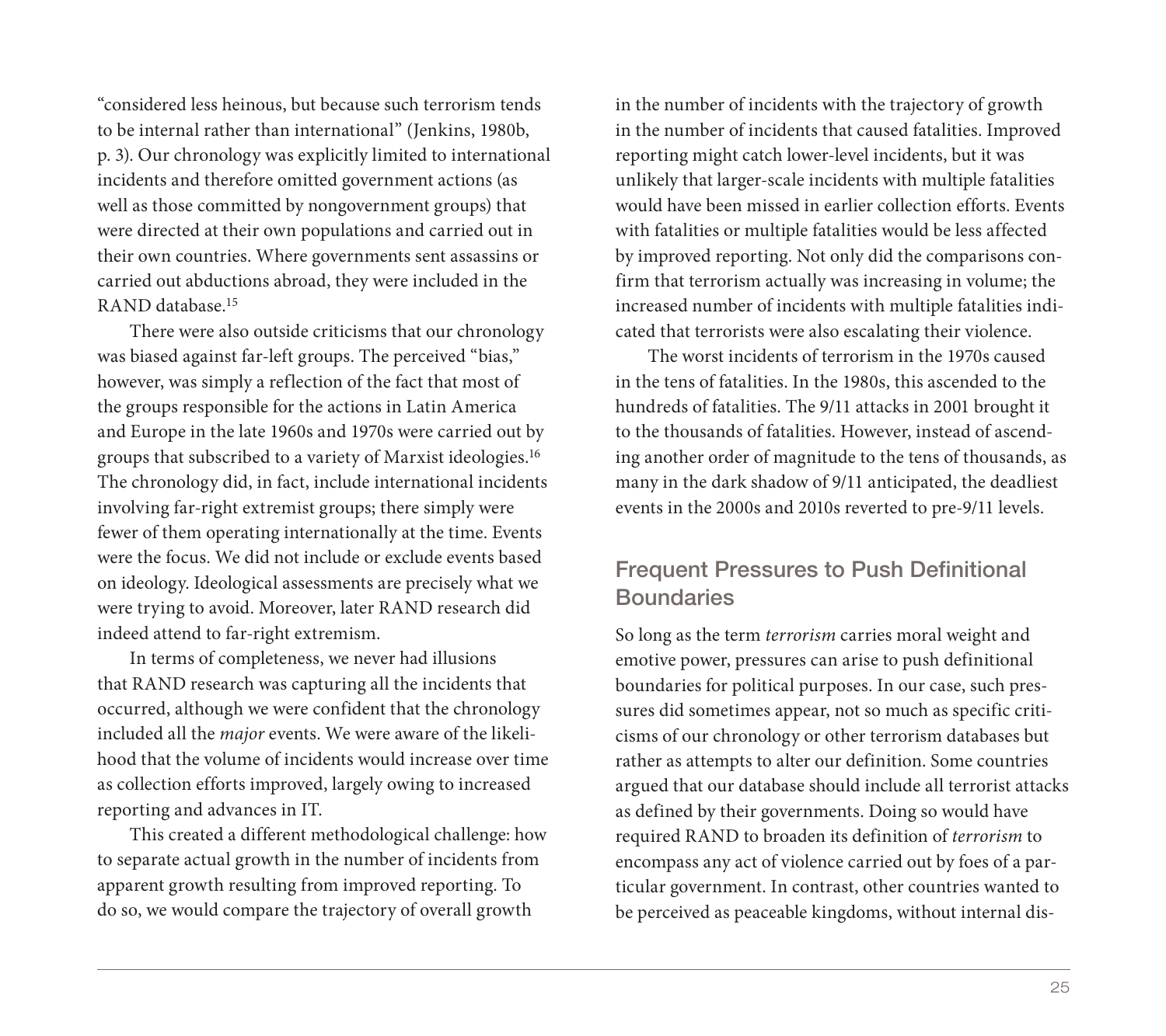"considered less heinous, but because such terrorism tends to be internal rather than international" (Jenkins, 1980b, p. 3). Our chronology was explicitly limited to international incidents and therefore omitted government actions (as well as those committed by nongovernment groups) that were directed at their own populations and carried out in their own countries. Where governments sent assassins or carried out abductions abroad, they were included in the RAND database.[15]

There were also outside criticisms that our chronology was biased against far-left groups. The perceived "bias," however, was simply a reflection of the fact that most of the groups responsible for the actions in Latin America and Europe in the late 1960s and 1970s were carried out by groups that subscribed to a variety of Marxist ideologies.[16] The chronology did, in fact, include international incidents involving far-right extremist groups; there simply were fewer of them operating internationally at the time. Events were the focus. We did not include or exclude events based on ideology. Ideological assessments are precisely what we were trying to avoid. Moreover, later RAND research did indeed attend to far-right extremism.

In terms of completeness, we never had illusions that RAND research was capturing all the incidents that occurred, although we were confident that the chronology included all the *major* events. We were aware of the likelihood that the volume of incidents would increase over time as collection efforts improved, largely owing to increased reporting and advances in IT.

This created a different methodological challenge: how to separate actual growth in the number of incidents from apparent growth resulting from improved reporting. To do so, we would compare the trajectory of overall growth in the number of incidents with the trajectory of growth in the number of incidents that caused fatalities. Improved reporting might catch lower-level incidents, but it was unlikely that larger-scale incidents with multiple fatalities would have been missed in earlier collection efforts. Events with fatalities or multiple fatalities would be less affected by improved reporting. Not only did the comparisons confirm that terrorism actually was increasing in volume; the increased number of incidents with multiple fatalities indicated that terrorists were also escalating their violence.

The worst incidents of terrorism in the 1970s caused in the tens of fatalities. In the 1980s, this ascended to the hundreds of fatalities. The 9/11 attacks in 2001 brought it to the thousands of fatalities. However, instead of ascending another order of magnitude to the tens of thousands, as many in the dark shadow of 9/11 anticipated, the deadliest events in the 2000s and 2010s reverted to pre-9/11 levels.

## Frequent Pressures to Push Definitional Boundaries

So long as the term *terrorism* carries moral weight and emotive power, pressures can arise to push definitional boundaries for political purposes. In our case, such pressures did sometimes appear, not so much as specific criticisms of our chronology or other terrorism databases but rather as attempts to alter our definition. Some countries argued that our database should include all terrorist attacks as defined by their governments. Doing so would have required RAND to broaden its definition of *terrorism* to encompass any act of violence carried out by foes of a particular government. In contrast, other countries wanted to be perceived as peaceable kingdoms, without internal dis-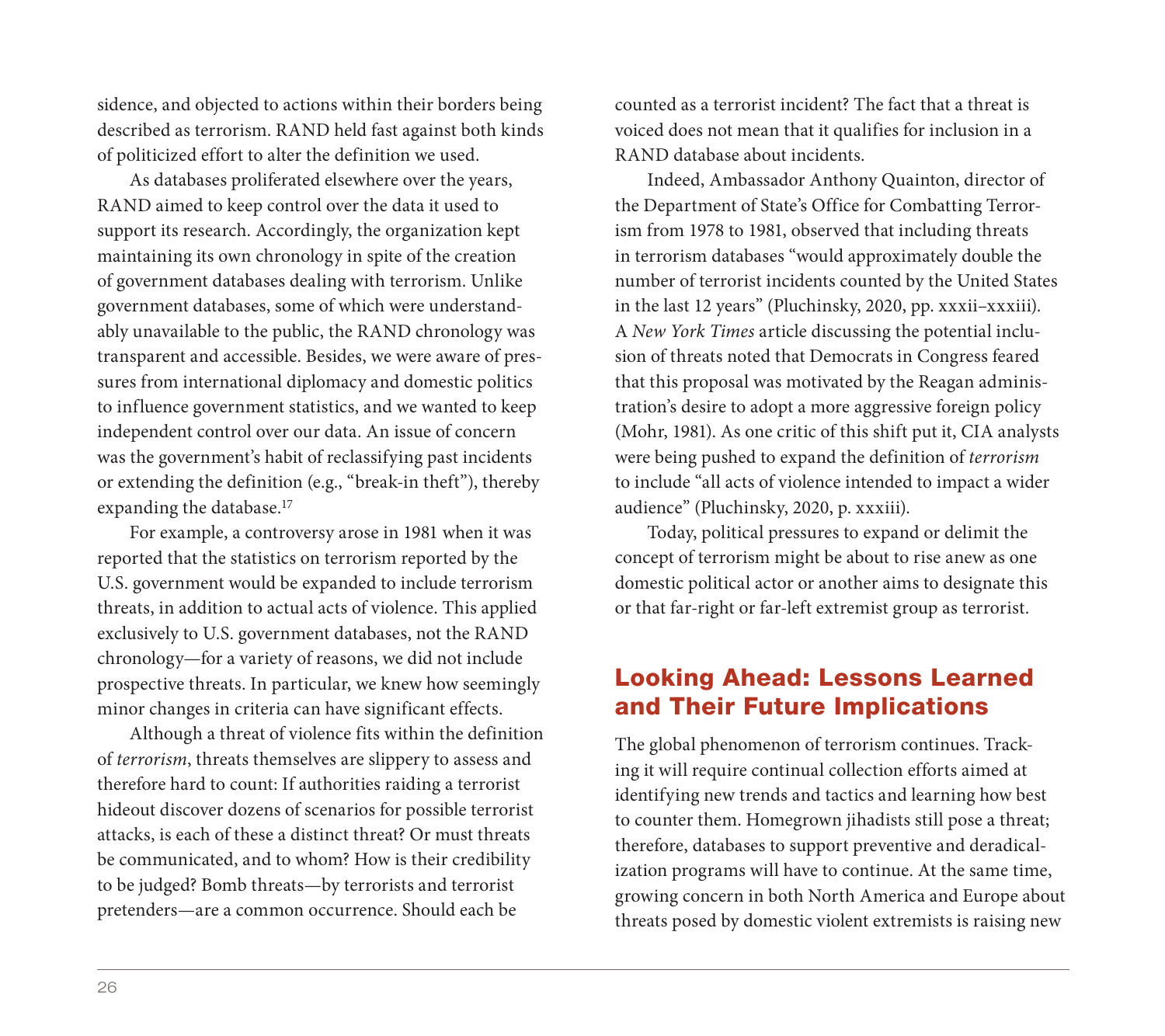sidence, and objected to actions within their borders being described as terrorism. RAND held fast against both kinds of politicized effort to alter the definition we used.

As databases proliferated elsewhere over the years, RAND aimed to keep control over the data it used to support its research. Accordingly, the organization kept maintaining its own chronology in spite of the creation of government databases dealing with terrorism. Unlike government databases, some of which were understandably unavailable to the public, the RAND chronology was transparent and accessible. Besides, we were aware of pressures from international diplomacy and domestic politics to influence government statistics, and we wanted to keep independent control over our data. An issue of concern was the government's habit of reclassifying past incidents or extending the definition (e.g., "break-in theft"), thereby expanding the database.[17]

For example, a controversy arose in 1981 when it was reported that the statistics on terrorism reported by the U.S. government would be expanded to include terrorism threats, in addition to actual acts of violence. This applied exclusively to U.S. government databases, not the RAND chronology—for a variety of reasons, we did not include prospective threats. In particular, we knew how seemingly minor changes in criteria can have significant effects.

Although a threat of violence fits within the definition of *terrorism*, threats themselves are slippery to assess and therefore hard to count: If authorities raiding a terrorist hideout discover dozens of scenarios for possible terrorist attacks, is each of these a distinct threat? Or must threats be communicated, and to whom? How is their credibility to be judged? Bomb threats—by terrorists and terrorist pretenders—are a common occurrence. Should each be counted as a terrorist incident? The fact that a threat is voiced does not mean that it qualifies for inclusion in a RAND database about incidents.

Indeed, Ambassador Anthony Quainton, director of the Department of State's Office for Combatting Terrorism from 1978 to 1981, observed that including threats in terrorism databases "would approximately double the number of terrorist incidents counted by the United States in the last 12 years" (Pluchinsky, 2020, pp. xxxii–xxxiii). A *New York Times* article discussing the potential inclusion of threats noted that Democrats in Congress feared that this proposal was motivated by the Reagan administration's desire to adopt a more aggressive foreign policy (Mohr, 1981). As one critic of this shift put it, CIA analysts were being pushed to expand the definition of *terrorism* to include "all acts of violence intended to impact a wider audience" (Pluchinsky, 2020, p. xxxiii).

Today, political pressures to expand or delimit the concept of terrorism might be about to rise anew as one domestic political actor or another aims to designate this or that far-right or far-left extremist group as terrorist.

## Looking Ahead: Lessons Learned and Their Future Implications

The global phenomenon of terrorism continues. Tracking it will require continual collection efforts aimed at identifying new trends and tactics and learning how best to counter them. Homegrown jihadists still pose a threat; therefore, databases to support preventive and deradicalization programs will have to continue. At the same time, growing concern in both North America and Europe about threats posed by domestic violent extremists is raising new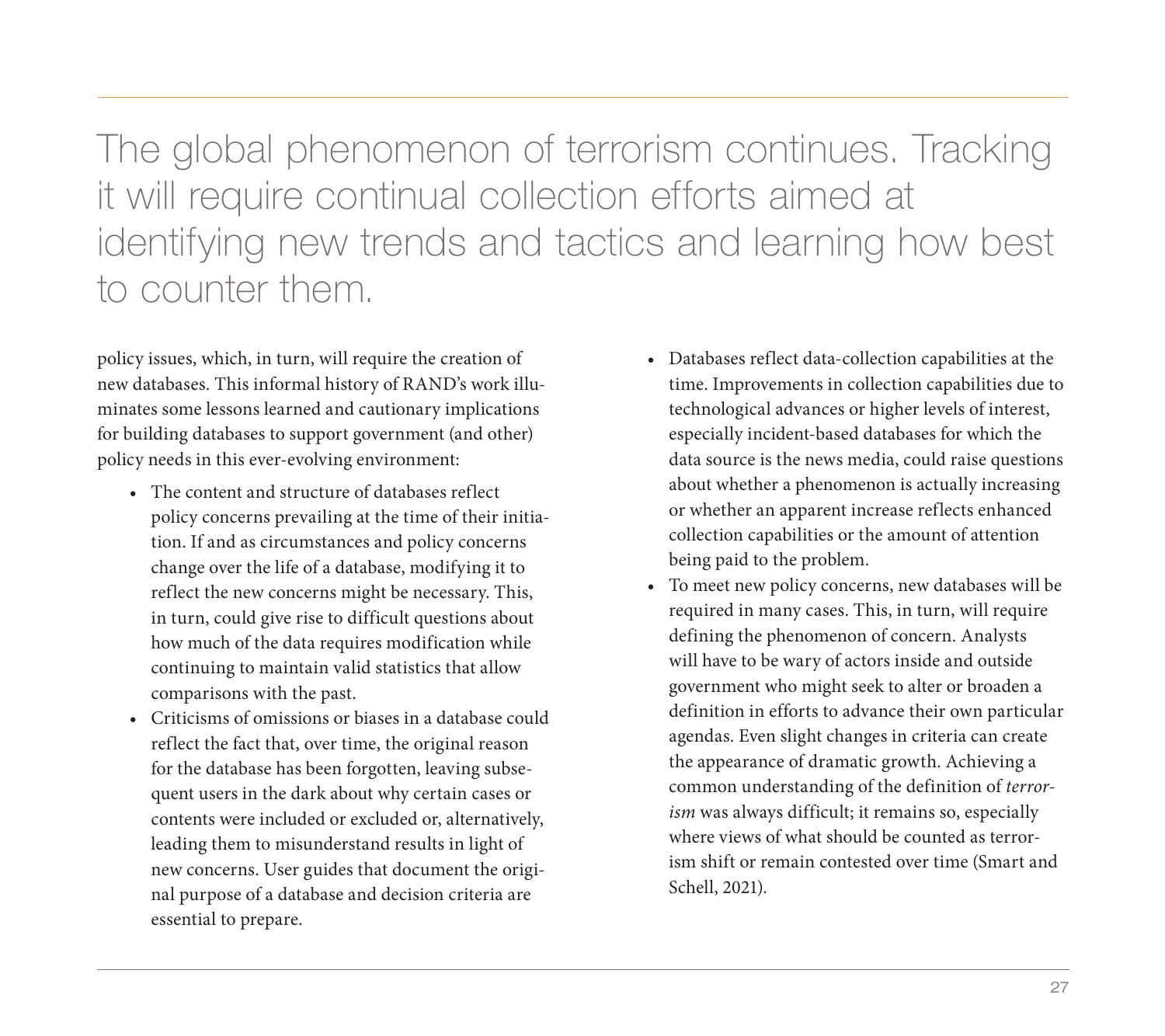> The global phenomenon of terrorism continues. Tracking it will require continual collection efforts aimed at identifying new trends and tactics and learning how best to counter them.

policy issues, which, in turn, will require the creation of new databases. This informal history of RAND's work illuminates some lessons learned and cautionary implications for building databases to support government (and other) policy needs in this ever-evolving environment:

- The content and structure of databases reflect policy concerns prevailing at the time of their initiation. If and as circumstances and policy concerns change over the life of a database, modifying it to reflect the new concerns might be necessary. This, in turn, could give rise to difficult questions about how much of the data requires modification while continuing to maintain valid statistics that allow comparisons with the past.
- Criticisms of omissions or biases in a database could reflect the fact that, over time, the original reason for the database has been forgotten, leaving subsequent users in the dark about why certain cases or contents were included or excluded or, alternatively, leading them to misunderstand results in light of new concerns. User guides that document the original purpose of a database and decision criteria are essential to prepare.
- Databases reflect data-collection capabilities at the time. Improvements in collection capabilities due to technological advances or higher levels of interest, especially incident-based databases for which the data source is the news media, could raise questions about whether a phenomenon is actually increasing or whether an apparent increase reflects enhanced collection capabilities or the amount of attention being paid to the problem.
- To meet new policy concerns, new databases will be required in many cases. This, in turn, will require defining the phenomenon of concern. Analysts will have to be wary of actors inside and outside government who might seek to alter or broaden a definition in efforts to advance their own particular agendas. Even slight changes in criteria can create the appearance of dramatic growth. Achieving a common understanding of the definition of *terrorism* was always difficult; it remains so, especially where views of what should be counted as terrorism shift or remain contested over time (Smart and Schell, 2021).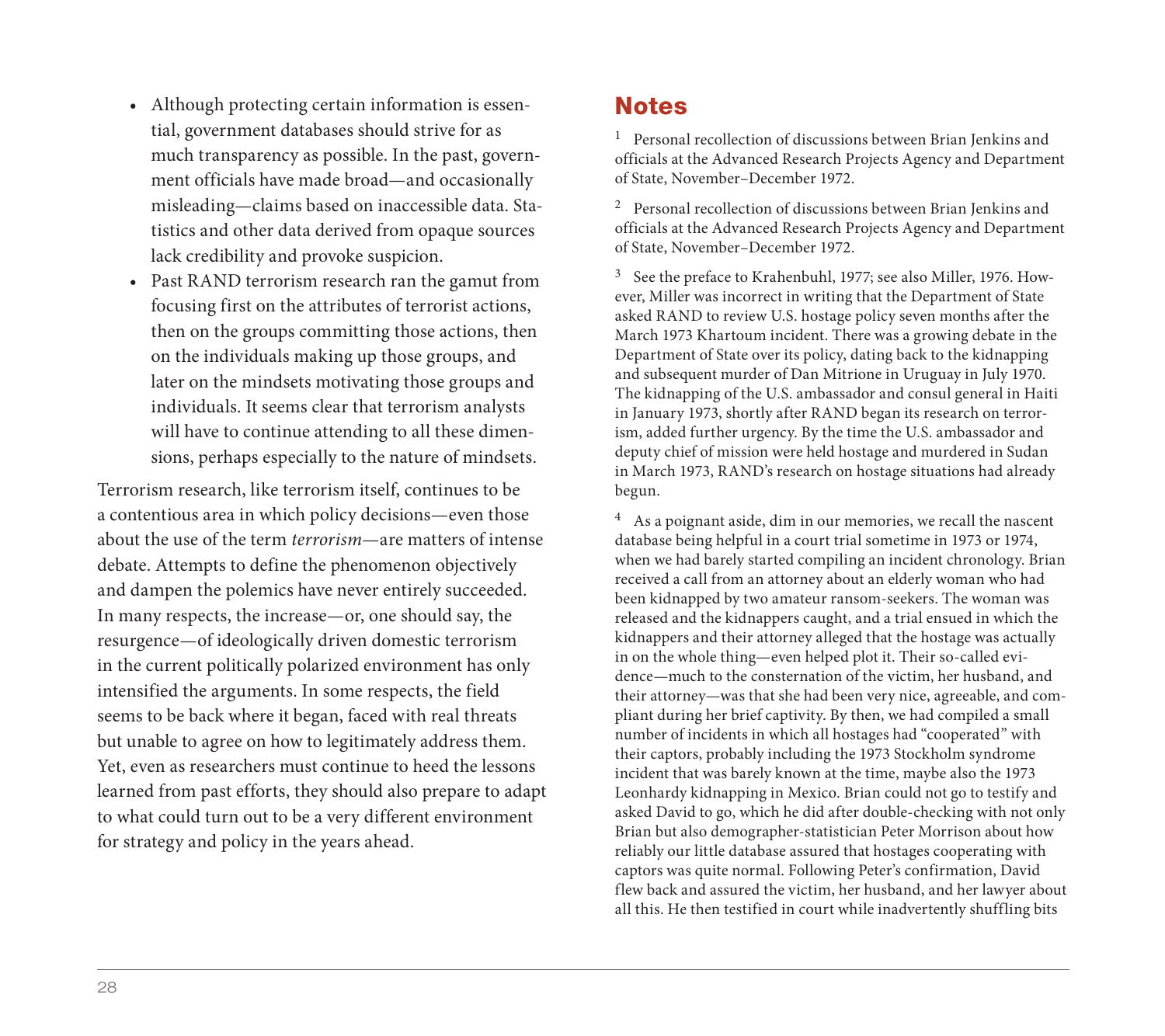- Although protecting certain information is essential, government databases should strive for as much transparency as possible. In the past, government officials have made broad—and occasionally misleading—claims based on inaccessible data. Statistics and other data derived from opaque sources lack credibility and provoke suspicion.
- Past RAND terrorism research ran the gamut from focusing first on the attributes of terrorist actions, then on the groups committing those actions, then on the individuals making up those groups, and later on the mindsets motivating those groups and individuals. It seems clear that terrorism analysts will have to continue attending to all these dimensions, perhaps especially to the nature of mindsets.

Terrorism research, like terrorism itself, continues to be a contentious area in which policy decisions—even those about the use of the term *terrorism*—are matters of intense debate. Attempts to define the phenomenon objectively and dampen the polemics have never entirely succeeded. In many respects, the increase—or, one should say, the resurgence—of ideologically driven domestic terrorism in the current politically polarized environment has only intensified the arguments. In some respects, the field seems to be back where it began, faced with real threats but unable to agree on how to legitimately address them. Yet, even as researchers must continue to heed the lessons learned from past efforts, they should also prepare to adapt to what could turn out to be a very different environment for strategy and policy in the years ahead.

## Notes

[1] Personal recollection of discussions between Brian Jenkins and officials at the Advanced Research Projects Agency and Department of State, November–December 1972.

[2] Personal recollection of discussions between Brian Jenkins and officials at the Advanced Research Projects Agency and Department of State, November–December 1972.

[3] See the preface to Krahenbuhl, 1977; see also Miller, 1976. However, Miller was incorrect in writing that the Department of State asked RAND to review U.S. hostage policy seven months after the March 1973 Khartoum incident. There was a growing debate in the Department of State over its policy, dating back to the kidnapping and subsequent murder of Dan Mitrione in Uruguay in July 1970. The kidnapping of the U.S. ambassador and consul general in Haiti in January 1973, shortly after RAND began its research on terrorism, added further urgency. By the time the U.S. ambassador and deputy chief of mission were held hostage and murdered in Sudan in March 1973, RAND's research on hostage situations had already begun.

[4] As a poignant aside, dim in our memories, we recall the nascent database being helpful in a court trial sometime in 1973 or 1974, when we had barely started compiling an incident chronology. Brian received a call from an attorney about an elderly woman who had been kidnapped by two amateur ransom-seekers. The woman was released and the kidnappers caught, and a trial ensued in which the kidnappers and their attorney alleged that the hostage was actually in on the whole thing—even helped plot it. Their so-called evidence—much to the consternation of the victim, her husband, and their attorney—was that she had been very nice, agreeable, and compliant during her brief captivity. By then, we had compiled a small number of incidents in which all hostages had "cooperated" with their captors, probably including the 1973 Stockholm syndrome incident that was barely known at the time, maybe also the 1973 Leonhardy kidnapping in Mexico. Brian could not go to testify and asked David to go, which he did after double-checking with not only Brian but also demographer-statistician Peter Morrison about how reliably our little database assured that hostages cooperating with captors was quite normal. Following Peter's confirmation, David flew back and assured the victim, her husband, and her lawyer about all this. He then testified in court while inadvertently shuffling bits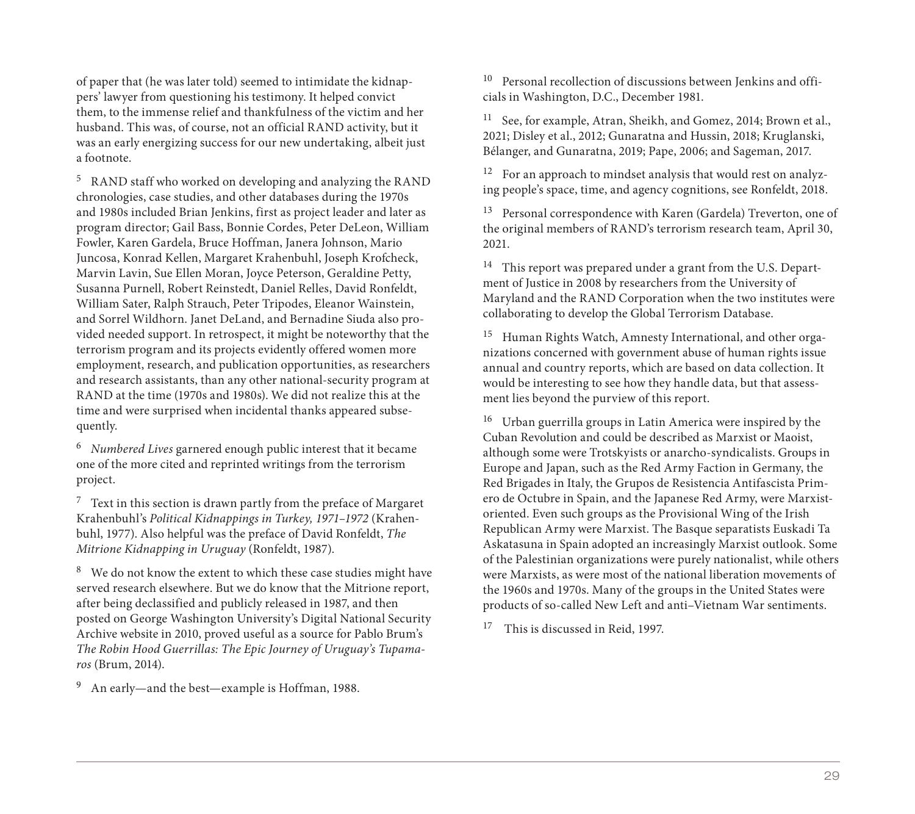of paper that (he was later told) seemed to intimidate the kidnappers' lawyer from questioning his testimony. It helped convict them, to the immense relief and thankfulness of the victim and her husband. This was, of course, not an official RAND activity, but it was an early energizing success for our new undertaking, albeit just a footnote.

[5] RAND staff who worked on developing and analyzing the RAND chronologies, case studies, and other databases during the 1970s and 1980s included Brian Jenkins, first as project leader and later as program director; Gail Bass, Bonnie Cordes, Peter DeLeon, William Fowler, Karen Gardela, Bruce Hoffman, Janera Johnson, Mario Juncosa, Konrad Kellen, Margaret Krahenbuhl, Joseph Krofcheck, Marvin Lavin, Sue Ellen Moran, Joyce Peterson, Geraldine Petty, Susanna Purnell, Robert Reinstedt, Daniel Relles, David Ronfeldt, William Sater, Ralph Strauch, Peter Tripodes, Eleanor Wainstein, and Sorrel Wildhorn. Janet DeLand, and Bernadine Siuda also provided needed support. In retrospect, it might be noteworthy that the terrorism program and its projects evidently offered women more employment, research, and publication opportunities, as researchers and research assistants, than any other national-security program at RAND at the time (1970s and 1980s). We did not realize this at the time and were surprised when incidental thanks appeared subsequently.

[6] *Numbered Lives* garnered enough public interest that it became one of the more cited and reprinted writings from the terrorism project.

[7] Text in this section is drawn partly from the preface of Margaret Krahenbuhl's *Political Kidnappings in Turkey, 1971–1972* (Krahenbuhl, 1977). Also helpful was the preface of David Ronfeldt, *The Mitrione Kidnapping in Uruguay* (Ronfeldt, 1987).

[8] We do not know the extent to which these case studies might have served research elsewhere. But we do know that the Mitrione report, after being declassified and publicly released in 1987, and then posted on George Washington University's Digital National Security Archive website in 2010, proved useful as a source for Pablo Brum's *The Robin Hood Guerrillas: The Epic Journey of Uruguay's Tupamaros* (Brum, 2014).

[9] An early—and the best—example is Hoffman, 1988.

[10] Personal recollection of discussions between Jenkins and officials in Washington, D.C., December 1981.

[11] See, for example, Atran, Sheikh, and Gomez, 2014; Brown et al., 2021; Disley et al., 2012; Gunaratna and Hussin, 2018; Kruglanski, Bélanger, and Gunaratna, 2019; Pape, 2006; and Sageman, 2017.

[12] For an approach to mindset analysis that would rest on analyzing people's space, time, and agency cognitions, see Ronfeldt, 2018.

[13] Personal correspondence with Karen (Gardela) Treverton, one of the original members of RAND's terrorism research team, April 30, 2021.

[14] This report was prepared under a grant from the U.S. Department of Justice in 2008 by researchers from the University of Maryland and the RAND Corporation when the two institutes were collaborating to develop the Global Terrorism Database.

[15] Human Rights Watch, Amnesty International, and other organizations concerned with government abuse of human rights issue annual and country reports, which are based on data collection. It would be interesting to see how they handle data, but that assessment lies beyond the purview of this report.

[16] Urban guerrilla groups in Latin America were inspired by the Cuban Revolution and could be described as Marxist or Maoist, although some were Trotskyists or anarcho-syndicalists. Groups in Europe and Japan, such as the Red Army Faction in Germany, the Red Brigades in Italy, the Grupos de Resistencia Antifascista Primero de Octubre in Spain, and the Japanese Red Army, were Marxist-oriented. Even such groups as the Provisional Wing of the Irish Republican Army were Marxist. The Basque separatists Euskadi Ta Askatasuna in Spain adopted an increasingly Marxist outlook. Some of the Palestinian organizations were purely nationalist, while others were Marxists, as were most of the national liberation movements of the 1960s and 1970s. Many of the groups in the United States were products of so-called New Left and anti–Vietnam War sentiments.

[17] This is discussed in Reid, 1997.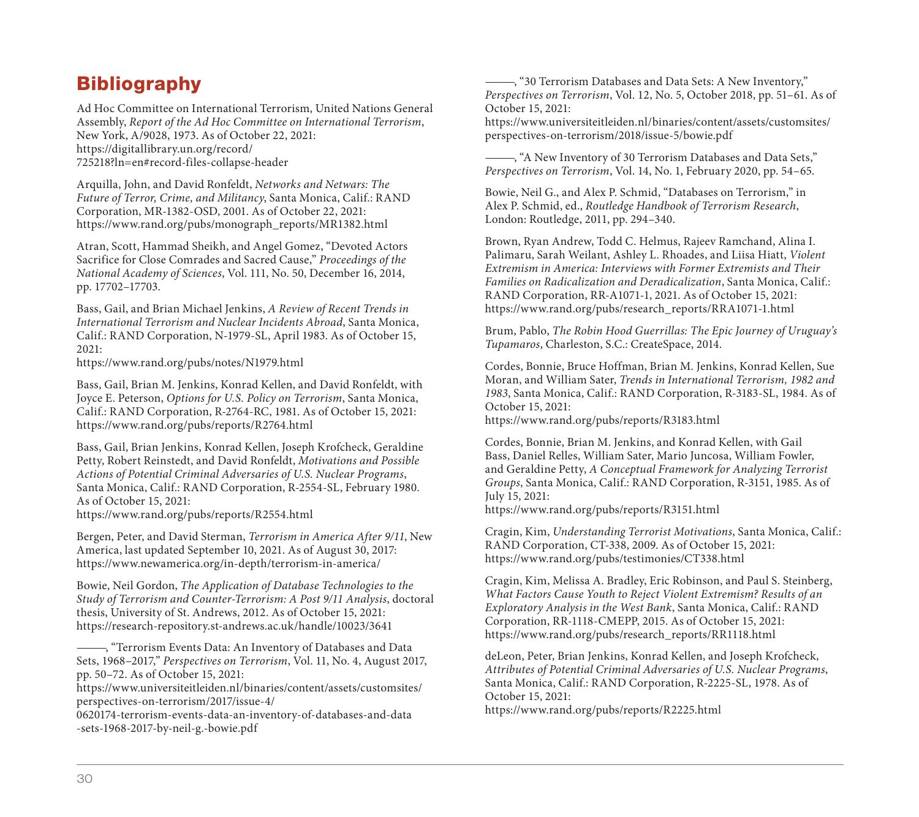# Bibliography

Ad Hoc Committee on International Terrorism, United Nations General Assembly, *Report of the Ad Hoc Committee on International Terrorism*, New York, A/9028, 1973. As of October 22, 2021: https://digitallibrary.un.org/record/725218?ln=en#record-files-collapse-header

Arquilla, John, and David Ronfeldt, *Networks and Netwars: The Future of Terror, Crime, and Militancy*, Santa Monica, Calif.: RAND Corporation, MR-1382-OSD, 2001. As of October 22, 2021: https://www.rand.org/pubs/monograph_reports/MR1382.html

Atran, Scott, Hammad Sheikh, and Angel Gomez, "Devoted Actors Sacrifice for Close Comrades and Sacred Cause," *Proceedings of the National Academy of Sciences*, Vol. 111, No. 50, December 16, 2014, pp. 17702–17703.

Bass, Gail, and Brian Michael Jenkins, *A Review of Recent Trends in International Terrorism and Nuclear Incidents Abroad*, Santa Monica, Calif.: RAND Corporation, N-1979-SL, April 1983. As of October 15, 2021: https://www.rand.org/pubs/notes/N1979.html

Bass, Gail, Brian M. Jenkins, Konrad Kellen, and David Ronfeldt, with Joyce E. Peterson, *Options for U.S. Policy on Terrorism*, Santa Monica, Calif.: RAND Corporation, R-2764-RC, 1981. As of October 15, 2021: https://www.rand.org/pubs/reports/R2764.html

Bass, Gail, Brian Jenkins, Konrad Kellen, Joseph Krofcheck, Geraldine Petty, Robert Reinstedt, and David Ronfeldt, *Motivations and Possible Actions of Potential Criminal Adversaries of U.S. Nuclear Programs*, Santa Monica, Calif.: RAND Corporation, R-2554-SL, February 1980. As of October 15, 2021: https://www.rand.org/pubs/reports/R2554.html

Bergen, Peter, and David Sterman, *Terrorism in America After 9/11*, New America, last updated September 10, 2021. As of August 30, 2017: https://www.newamerica.org/in-depth/terrorism-in-america/

Bowie, Neil Gordon, *The Application of Database Technologies to the Study of Terrorism and Counter-Terrorism: A Post 9/11 Analysis*, doctoral thesis, University of St. Andrews, 2012. As of October 15, 2021: https://research-repository.st-andrews.ac.uk/handle/10023/3641

———, "Terrorism Events Data: An Inventory of Databases and Data Sets, 1968–2017," *Perspectives on Terrorism*, Vol. 11, No. 4, August 2017, pp. 50–72. As of October 15, 2021: https://www.universiteitleiden.nl/binaries/content/assets/customsites/perspectives-on-terrorism/2017/issue-4/0620174-terrorism-events-data-an-inventory-of-databases-and-data-sets-1968-2017-by-neil-g.-bowie.pdf

———, "30 Terrorism Databases and Data Sets: A New Inventory," *Perspectives on Terrorism*, Vol. 12, No. 5, October 2018, pp. 51–61. As of October 15, 2021: https://www.universiteitleiden.nl/binaries/content/assets/customsites/perspectives-on-terrorism/2018/issue-5/bowie.pdf

———, "A New Inventory of 30 Terrorism Databases and Data Sets," *Perspectives on Terrorism*, Vol. 14, No. 1, February 2020, pp. 54–65.

Bowie, Neil G., and Alex P. Schmid, "Databases on Terrorism," in Alex P. Schmid, ed., *Routledge Handbook of Terrorism Research*, London: Routledge, 2011, pp. 294–340.

Brown, Ryan Andrew, Todd C. Helmus, Rajeev Ramchand, Alina I. Palimaru, Sarah Weilant, Ashley L. Rhoades, and Liisa Hiatt, *Violent Extremism in America: Interviews with Former Extremists and Their Families on Radicalization and Deradicalization*, Santa Monica, Calif.: RAND Corporation, RR-A1071-1, 2021. As of October 15, 2021: https://www.rand.org/pubs/research_reports/RRA1071-1.html

Brum, Pablo, *The Robin Hood Guerrillas: The Epic Journey of Uruguay's Tupamaros*, Charleston, S.C.: CreateSpace, 2014.

Cordes, Bonnie, Bruce Hoffman, Brian M. Jenkins, Konrad Kellen, Sue Moran, and William Sater, *Trends in International Terrorism, 1982 and 1983*, Santa Monica, Calif.: RAND Corporation, R-3183-SL, 1984. As of October 15, 2021: https://www.rand.org/pubs/reports/R3183.html

Cordes, Bonnie, Brian M. Jenkins, and Konrad Kellen, with Gail Bass, Daniel Relles, William Sater, Mario Juncosa, William Fowler, and Geraldine Petty, *A Conceptual Framework for Analyzing Terrorist Groups*, Santa Monica, Calif.: RAND Corporation, R-3151, 1985. As of July 15, 2021: https://www.rand.org/pubs/reports/R3151.html

Cragin, Kim, *Understanding Terrorist Motivations*, Santa Monica, Calif.: RAND Corporation, CT-338, 2009. As of October 15, 2021: https://www.rand.org/pubs/testimonies/CT338.html

Cragin, Kim, Melissa A. Bradley, Eric Robinson, and Paul S. Steinberg, *What Factors Cause Youth to Reject Violent Extremism? Results of an Exploratory Analysis in the West Bank*, Santa Monica, Calif.: RAND Corporation, RR-1118-CMEPP, 2015. As of October 15, 2021: https://www.rand.org/pubs/research_reports/RR1118.html

deLeon, Peter, Brian Jenkins, Konrad Kellen, and Joseph Krofcheck, *Attributes of Potential Criminal Adversaries of U.S. Nuclear Programs*, Santa Monica, Calif.: RAND Corporation, R-2225-SL, 1978. As of October 15, 2021: https://www.rand.org/pubs/reports/R2225.html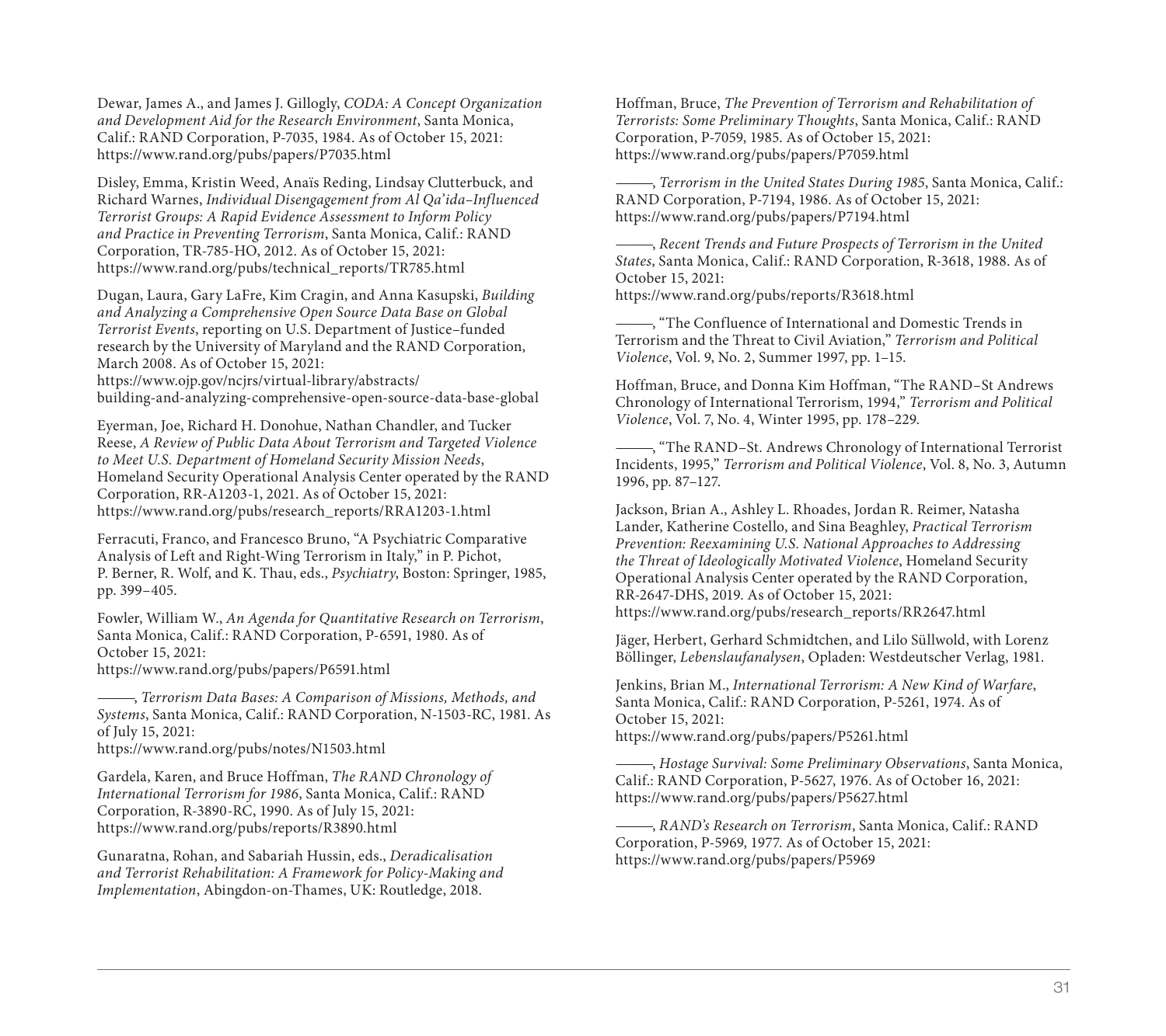Dewar, James A., and James J. Gillogly, *CODA: A Concept Organization and Development Aid for the Research Environment*, Santa Monica, Calif.: RAND Corporation, P-7035, 1984. As of October 15, 2021: https://www.rand.org/pubs/papers/P7035.html

Disley, Emma, Kristin Weed, Anaïs Reding, Lindsay Clutterbuck, and Richard Warnes, *Individual Disengagement from Al Qa'ida–Influenced Terrorist Groups: A Rapid Evidence Assessment to Inform Policy and Practice in Preventing Terrorism*, Santa Monica, Calif.: RAND Corporation, TR-785-HO, 2012. As of October 15, 2021: https://www.rand.org/pubs/technical_reports/TR785.html

Dugan, Laura, Gary LaFre, Kim Cragin, and Anna Kasupski, *Building and Analyzing a Comprehensive Open Source Data Base on Global Terrorist Events*, reporting on U.S. Department of Justice–funded research by the University of Maryland and the RAND Corporation, March 2008. As of October 15, 2021: https://www.ojp.gov/ncjrs/virtual-library/abstracts/building-and-analyzing-comprehensive-open-source-data-base-global

Eyerman, Joe, Richard H. Donohue, Nathan Chandler, and Tucker Reese, *A Review of Public Data About Terrorism and Targeted Violence to Meet U.S. Department of Homeland Security Mission Needs*, Homeland Security Operational Analysis Center operated by the RAND Corporation, RR-A1203-1, 2021. As of October 15, 2021: https://www.rand.org/pubs/research_reports/RRA1203-1.html

Ferracuti, Franco, and Francesco Bruno, "A Psychiatric Comparative Analysis of Left and Right-Wing Terrorism in Italy," in P. Pichot, P. Berner, R. Wolf, and K. Thau, eds., *Psychiatry*, Boston: Springer, 1985, pp. 399–405.

Fowler, William W., *An Agenda for Quantitative Research on Terrorism*, Santa Monica, Calif.: RAND Corporation, P-6591, 1980. As of October 15, 2021: https://www.rand.org/pubs/papers/P6591.html

———, *Terrorism Data Bases: A Comparison of Missions, Methods, and Systems*, Santa Monica, Calif.: RAND Corporation, N-1503-RC, 1981. As of July 15, 2021: https://www.rand.org/pubs/notes/N1503.html

Gardela, Karen, and Bruce Hoffman, *The RAND Chronology of International Terrorism for 1986*, Santa Monica, Calif.: RAND Corporation, R-3890-RC, 1990. As of July 15, 2021: https://www.rand.org/pubs/reports/R3890.html

Gunaratna, Rohan, and Sabariah Hussin, eds., *Deradicalisation and Terrorist Rehabilitation: A Framework for Policy-Making and Implementation*, Abingdon-on-Thames, UK: Routledge, 2018.

Hoffman, Bruce, *The Prevention of Terrorism and Rehabilitation of Terrorists: Some Preliminary Thoughts*, Santa Monica, Calif.: RAND Corporation, P-7059, 1985. As of October 15, 2021: https://www.rand.org/pubs/papers/P7059.html

———, *Terrorism in the United States During 1985*, Santa Monica, Calif.: RAND Corporation, P-7194, 1986. As of October 15, 2021: https://www.rand.org/pubs/papers/P7194.html

———, *Recent Trends and Future Prospects of Terrorism in the United States*, Santa Monica, Calif.: RAND Corporation, R-3618, 1988. As of October 15, 2021: https://www.rand.org/pubs/reports/R3618.html

———, "The Confluence of International and Domestic Trends in Terrorism and the Threat to Civil Aviation," *Terrorism and Political Violence*, Vol. 9, No. 2, Summer 1997, pp. 1–15.

Hoffman, Bruce, and Donna Kim Hoffman, "The RAND–St Andrews Chronology of International Terrorism, 1994," *Terrorism and Political Violence*, Vol. 7, No. 4, Winter 1995, pp. 178–229.

———, "The RAND–St. Andrews Chronology of International Terrorist Incidents, 1995," *Terrorism and Political Violence*, Vol. 8, No. 3, Autumn 1996, pp. 87–127.

Jackson, Brian A., Ashley L. Rhoades, Jordan R. Reimer, Natasha Lander, Katherine Costello, and Sina Beaghley, *Practical Terrorism Prevention: Reexamining U.S. National Approaches to Addressing the Threat of Ideologically Motivated Violence*, Homeland Security Operational Analysis Center operated by the RAND Corporation, RR-2647-DHS, 2019. As of October 15, 2021: https://www.rand.org/pubs/research_reports/RR2647.html

Jäger, Herbert, Gerhard Schmidtchen, and Lilo Süllwold, with Lorenz Böllinger, *Lebenslaufanalysen*, Opladen: Westdeutscher Verlag, 1981.

Jenkins, Brian M., *International Terrorism: A New Kind of Warfare*, Santa Monica, Calif.: RAND Corporation, P-5261, 1974. As of October 15, 2021: https://www.rand.org/pubs/papers/P5261.html

———, *Hostage Survival: Some Preliminary Observations*, Santa Monica, Calif.: RAND Corporation, P-5627, 1976. As of October 16, 2021: https://www.rand.org/pubs/papers/P5627.html

———, *RAND's Research on Terrorism*, Santa Monica, Calif.: RAND Corporation, P-5969, 1977. As of October 15, 2021: https://www.rand.org/pubs/papers/P5969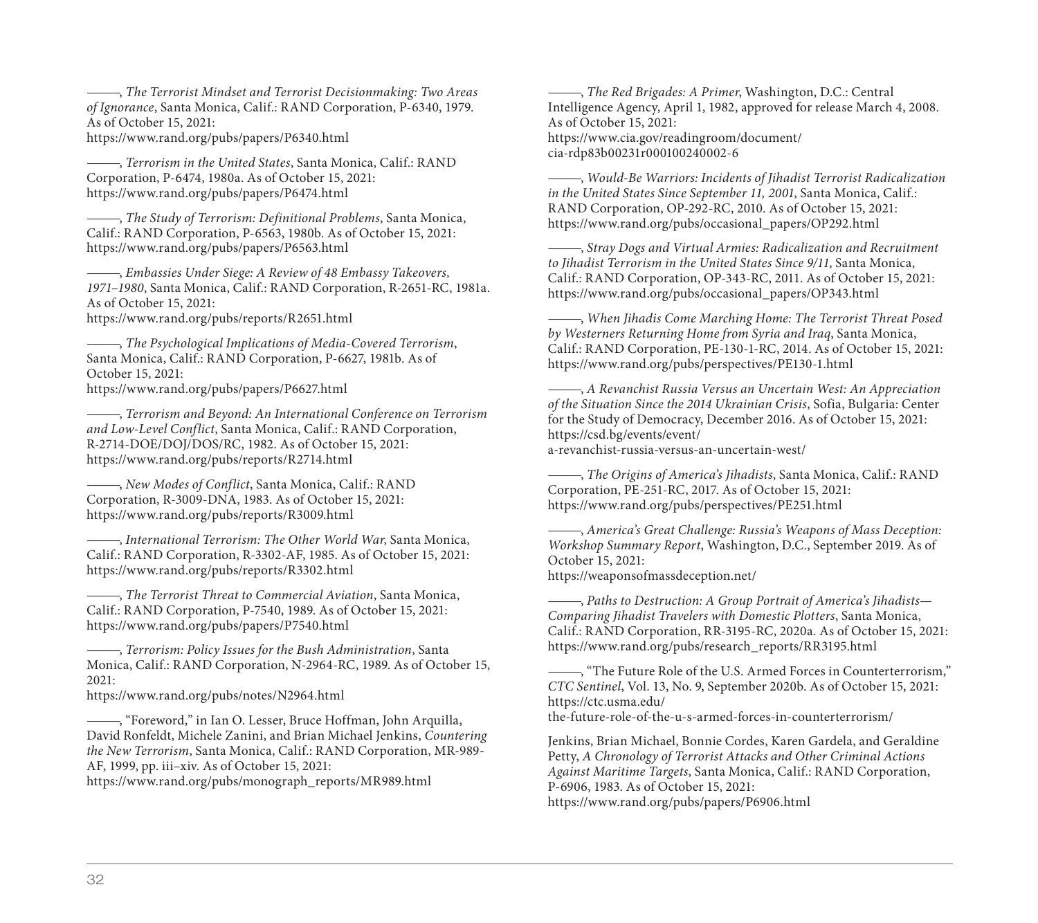———, *The Terrorist Mindset and Terrorist Decisionmaking: Two Areas of Ignorance*, Santa Monica, Calif.: RAND Corporation, P-6340, 1979. As of October 15, 2021:
https://www.rand.org/pubs/papers/P6340.html

———, *Terrorism in the United States*, Santa Monica, Calif.: RAND Corporation, P-6474, 1980a. As of October 15, 2021:
https://www.rand.org/pubs/papers/P6474.html

———, *The Study of Terrorism: Definitional Problems*, Santa Monica, Calif.: RAND Corporation, P-6563, 1980b. As of October 15, 2021:
https://www.rand.org/pubs/papers/P6563.html

———, *Embassies Under Siege: A Review of 48 Embassy Takeovers, 1971–1980*, Santa Monica, Calif.: RAND Corporation, R-2651-RC, 1981a. As of October 15, 2021:
https://www.rand.org/pubs/reports/R2651.html

———, *The Psychological Implications of Media-Covered Terrorism*, Santa Monica, Calif.: RAND Corporation, P-6627, 1981b. As of October 15, 2021:
https://www.rand.org/pubs/papers/P6627.html

———, *Terrorism and Beyond: An International Conference on Terrorism and Low-Level Conflict*, Santa Monica, Calif.: RAND Corporation, R-2714-DOE/DOJ/DOS/RC, 1982. As of October 15, 2021:
https://www.rand.org/pubs/reports/R2714.html

———, *New Modes of Conflict*, Santa Monica, Calif.: RAND Corporation, R-3009-DNA, 1983. As of October 15, 2021:
https://www.rand.org/pubs/reports/R3009.html

———, *International Terrorism: The Other World War*, Santa Monica, Calif.: RAND Corporation, R-3302-AF, 1985. As of October 15, 2021:
https://www.rand.org/pubs/reports/R3302.html

———, *The Terrorist Threat to Commercial Aviation*, Santa Monica, Calif.: RAND Corporation, P-7540, 1989. As of October 15, 2021:
https://www.rand.org/pubs/papers/P7540.html

———, *Terrorism: Policy Issues for the Bush Administration*, Santa Monica, Calif.: RAND Corporation, N-2964-RC, 1989. As of October 15, 2021:
https://www.rand.org/pubs/notes/N2964.html

———, "Foreword," in Ian O. Lesser, Bruce Hoffman, John Arquilla, David Ronfeldt, Michele Zanini, and Brian Michael Jenkins, *Countering the New Terrorism*, Santa Monica, Calif.: RAND Corporation, MR-989-AF, 1999, pp. iii–xiv. As of October 15, 2021:
https://www.rand.org/pubs/monograph_reports/MR989.html

———, *The Red Brigades: A Primer*, Washington, D.C.: Central Intelligence Agency, April 1, 1982, approved for release March 4, 2008. As of October 15, 2021:
https://www.cia.gov/readingroom/document/cia-rdp83b00231r000100240002-6

———, *Would-Be Warriors: Incidents of Jihadist Terrorist Radicalization in the United States Since September 11, 2001*, Santa Monica, Calif.: RAND Corporation, OP-292-RC, 2010. As of October 15, 2021:
https://www.rand.org/pubs/occasional_papers/OP292.html

———, *Stray Dogs and Virtual Armies: Radicalization and Recruitment to Jihadist Terrorism in the United States Since 9/11*, Santa Monica, Calif.: RAND Corporation, OP-343-RC, 2011. As of October 15, 2021:
https://www.rand.org/pubs/occasional_papers/OP343.html

———, *When Jihadis Come Marching Home: The Terrorist Threat Posed by Westerners Returning Home from Syria and Iraq*, Santa Monica, Calif.: RAND Corporation, PE-130-1-RC, 2014. As of October 15, 2021:
https://www.rand.org/pubs/perspectives/PE130-1.html

———, *A Revanchist Russia Versus an Uncertain West: An Appreciation of the Situation Since the 2014 Ukrainian Crisis*, Sofia, Bulgaria: Center for the Study of Democracy, December 2016. As of October 15, 2021:
https://csd.bg/events/event/a-revanchist-russia-versus-an-uncertain-west/

———, *The Origins of America's Jihadists*, Santa Monica, Calif.: RAND Corporation, PE-251-RC, 2017. As of October 15, 2021:
https://www.rand.org/pubs/perspectives/PE251.html

———, *America's Great Challenge: Russia's Weapons of Mass Deception: Workshop Summary Report*, Washington, D.C., September 2019. As of October 15, 2021:
https://weaponsofmassdeception.net/

———, *Paths to Destruction: A Group Portrait of America's Jihadists—Comparing Jihadist Travelers with Domestic Plotters*, Santa Monica, Calif.: RAND Corporation, RR-3195-RC, 2020a. As of October 15, 2021:
https://www.rand.org/pubs/research_reports/RR3195.html

———, "The Future Role of the U.S. Armed Forces in Counterterrorism," *CTC Sentinel*, Vol. 13, No. 9, September 2020b. As of October 15, 2021:
https://ctc.usma.edu/the-future-role-of-the-u-s-armed-forces-in-counterterrorism/

Jenkins, Brian Michael, Bonnie Cordes, Karen Gardela, and Geraldine Petty, *A Chronology of Terrorist Attacks and Other Criminal Actions Against Maritime Targets*, Santa Monica, Calif.: RAND Corporation, P-6906, 1983. As of October 15, 2021:
https://www.rand.org/pubs/papers/P6906.html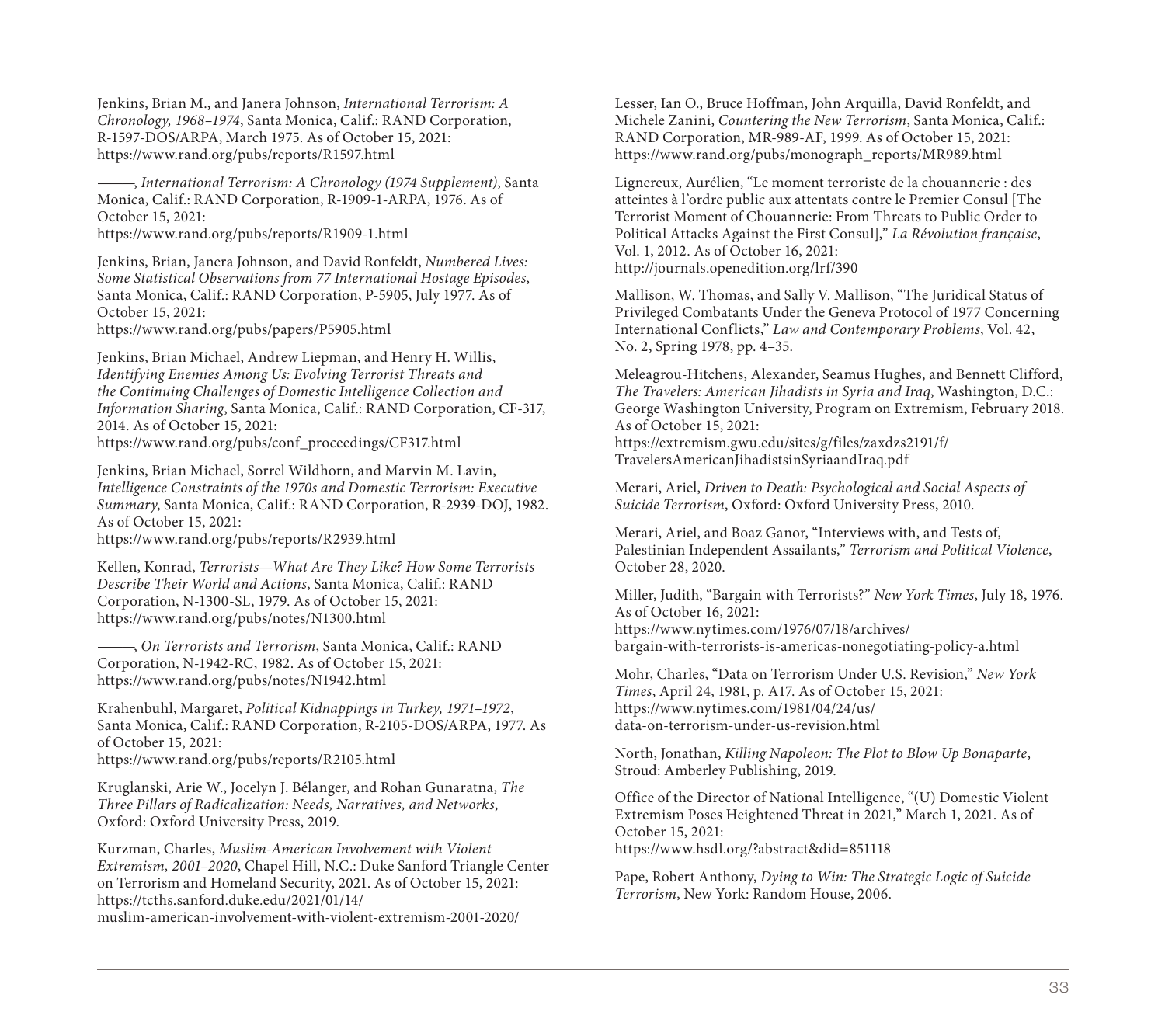Jenkins, Brian M., and Janera Johnson, *International Terrorism: A Chronology, 1968–1974*, Santa Monica, Calif.: RAND Corporation, R-1597-DOS/ARPA, March 1975. As of October 15, 2021: https://www.rand.org/pubs/reports/R1597.html

———, *International Terrorism: A Chronology (1974 Supplement)*, Santa Monica, Calif.: RAND Corporation, R-1909-1-ARPA, 1976. As of October 15, 2021: https://www.rand.org/pubs/reports/R1909-1.html

Jenkins, Brian, Janera Johnson, and David Ronfeldt, *Numbered Lives: Some Statistical Observations from 77 International Hostage Episodes*, Santa Monica, Calif.: RAND Corporation, P-5905, July 1977. As of October 15, 2021: https://www.rand.org/pubs/papers/P5905.html

Jenkins, Brian Michael, Andrew Liepman, and Henry H. Willis, *Identifying Enemies Among Us: Evolving Terrorist Threats and the Continuing Challenges of Domestic Intelligence Collection and Information Sharing*, Santa Monica, Calif.: RAND Corporation, CF-317, 2014. As of October 15, 2021: https://www.rand.org/pubs/conf_proceedings/CF317.html

Jenkins, Brian Michael, Sorrel Wildhorn, and Marvin M. Lavin, *Intelligence Constraints of the 1970s and Domestic Terrorism: Executive Summary*, Santa Monica, Calif.: RAND Corporation, R-2939-DOJ, 1982. As of October 15, 2021: https://www.rand.org/pubs/reports/R2939.html

Kellen, Konrad, *Terrorists—What Are They Like? How Some Terrorists Describe Their World and Actions*, Santa Monica, Calif.: RAND Corporation, N-1300-SL, 1979. As of October 15, 2021: https://www.rand.org/pubs/notes/N1300.html

———, *On Terrorists and Terrorism*, Santa Monica, Calif.: RAND Corporation, N-1942-RC, 1982. As of October 15, 2021: https://www.rand.org/pubs/notes/N1942.html

Krahenbuhl, Margaret, *Political Kidnappings in Turkey, 1971–1972*, Santa Monica, Calif.: RAND Corporation, R-2105-DOS/ARPA, 1977. As of October 15, 2021: https://www.rand.org/pubs/reports/R2105.html

Kruglanski, Arie W., Jocelyn J. Bélanger, and Rohan Gunaratna, *The Three Pillars of Radicalization: Needs, Narratives, and Networks*, Oxford: Oxford University Press, 2019.

Kurzman, Charles, *Muslim-American Involvement with Violent Extremism, 2001–2020*, Chapel Hill, N.C.: Duke Sanford Triangle Center on Terrorism and Homeland Security, 2021. As of October 15, 2021: https://tcths.sanford.duke.edu/2021/01/14/muslim-american-involvement-with-violent-extremism-2001-2020/

Lesser, Ian O., Bruce Hoffman, John Arquilla, David Ronfeldt, and Michele Zanini, *Countering the New Terrorism*, Santa Monica, Calif.: RAND Corporation, MR-989-AF, 1999. As of October 15, 2021: https://www.rand.org/pubs/monograph_reports/MR989.html

Lignereux, Aurélien, "Le moment terroriste de la chouannerie : des atteintes à l'ordre public aux attentats contre le Premier Consul [The Terrorist Moment of Chouannerie: From Threats to Public Order to Political Attacks Against the First Consul]," *La Révolution française*, Vol. 1, 2012. As of October 16, 2021: http://journals.openedition.org/lrf/390

Mallison, W. Thomas, and Sally V. Mallison, "The Juridical Status of Privileged Combatants Under the Geneva Protocol of 1977 Concerning International Conflicts," *Law and Contemporary Problems*, Vol. 42, No. 2, Spring 1978, pp. 4–35.

Meleagrou-Hitchens, Alexander, Seamus Hughes, and Bennett Clifford, *The Travelers: American Jihadists in Syria and Iraq*, Washington, D.C.: George Washington University, Program on Extremism, February 2018. As of October 15, 2021: https://extremism.gwu.edu/sites/g/files/zaxdzs2191/f/TravelersAmericanJihadistsinSyriaandIraq.pdf

Merari, Ariel, *Driven to Death: Psychological and Social Aspects of Suicide Terrorism*, Oxford: Oxford University Press, 2010.

Merari, Ariel, and Boaz Ganor, "Interviews with, and Tests of, Palestinian Independent Assailants," *Terrorism and Political Violence*, October 28, 2020.

Miller, Judith, "Bargain with Terrorists?" *New York Times*, July 18, 1976. As of October 16, 2021: https://www.nytimes.com/1976/07/18/archives/bargain-with-terrorists-is-americas-nonegotiating-policy-a.html

Mohr, Charles, "Data on Terrorism Under U.S. Revision," *New York Times*, April 24, 1981, p. A17. As of October 15, 2021: https://www.nytimes.com/1981/04/24/us/data-on-terrorism-under-us-revision.html

North, Jonathan, *Killing Napoleon: The Plot to Blow Up Bonaparte*, Stroud: Amberley Publishing, 2019.

Office of the Director of National Intelligence, "(U) Domestic Violent Extremism Poses Heightened Threat in 2021," March 1, 2021. As of October 15, 2021: https://www.hsdl.org/?abstract&did=851118

Pape, Robert Anthony, *Dying to Win: The Strategic Logic of Suicide Terrorism*, New York: Random House, 2006.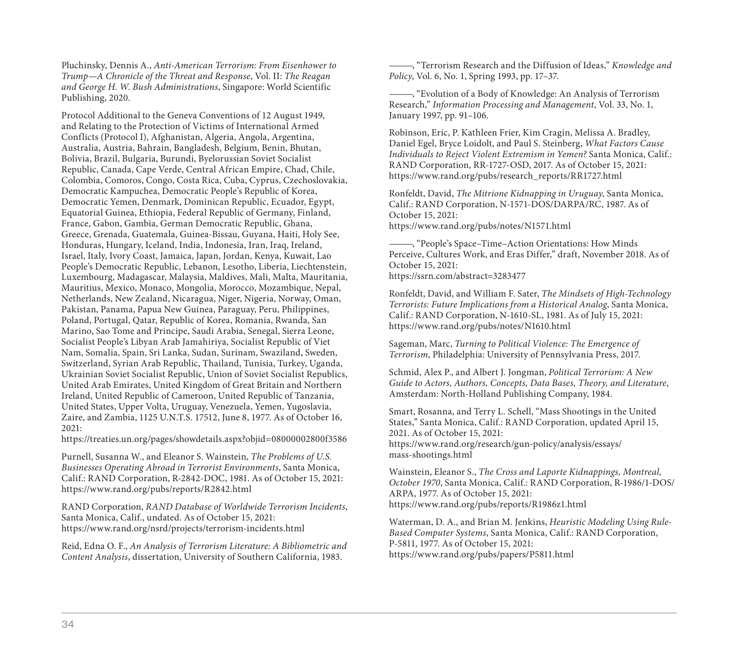Pluchinsky, Dennis A., *Anti-American Terrorism: From Eisenhower to Trump—A Chronicle of the Threat and Response*, Vol. II: *The Reagan and George H. W. Bush Administrations*, Singapore: World Scientific Publishing, 2020.

Protocol Additional to the Geneva Conventions of 12 August 1949, and Relating to the Protection of Victims of International Armed Conflicts (Protocol I), Afghanistan, Algeria, Angola, Argentina, Australia, Austria, Bahrain, Bangladesh, Belgium, Benin, Bhutan, Bolivia, Brazil, Bulgaria, Burundi, Byelorussian Soviet Socialist Republic, Canada, Cape Verde, Central African Empire, Chad, Chile, Colombia, Comoros, Congo, Costa Rica, Cuba, Cyprus, Czechoslovakia, Democratic Kampuchea, Democratic People's Republic of Korea, Democratic Yemen, Denmark, Dominican Republic, Ecuador, Egypt, Equatorial Guinea, Ethiopia, Federal Republic of Germany, Finland, France, Gabon, Gambia, German Democratic Republic, Ghana, Greece, Grenada, Guatemala, Guinea-Bissau, Guyana, Haiti, Holy See, Honduras, Hungary, Iceland, India, Indonesia, Iran, Iraq, Ireland, Israel, Italy, Ivory Coast, Jamaica, Japan, Jordan, Kenya, Kuwait, Lao People's Democratic Republic, Lebanon, Lesotho, Liberia, Liechtenstein, Luxembourg, Madagascar, Malaysia, Maldives, Mali, Malta, Mauritania, Mauritius, Mexico, Monaco, Mongolia, Morocco, Mozambique, Nepal, Netherlands, New Zealand, Nicaragua, Niger, Nigeria, Norway, Oman, Pakistan, Panama, Papua New Guinea, Paraguay, Peru, Philippines, Poland, Portugal, Qatar, Republic of Korea, Romania, Rwanda, San Marino, Sao Tome and Principe, Saudi Arabia, Senegal, Sierra Leone, Socialist People's Libyan Arab Jamahiriya, Socialist Republic of Viet Nam, Somalia, Spain, Sri Lanka, Sudan, Surinam, Swaziland, Sweden, Switzerland, Syrian Arab Republic, Thailand, Tunisia, Turkey, Uganda, Ukrainian Soviet Socialist Republic, Union of Soviet Socialist Republics, United Arab Emirates, United Kingdom of Great Britain and Northern Ireland, United Republic of Cameroon, United Republic of Tanzania, United States, Upper Volta, Uruguay, Venezuela, Yemen, Yugoslavia, Zaire, and Zambia, 1125 U.N.T.S. 17512, June 8, 1977. As of October 16, 2021:
https://treaties.un.org/pages/showdetails.aspx?objid=08000002800f3586

Purnell, Susanna W., and Eleanor S. Wainstein, *The Problems of U.S. Businesses Operating Abroad in Terrorist Environments*, Santa Monica, Calif.: RAND Corporation, R-2842-DOC, 1981. As of October 15, 2021:
https://www.rand.org/pubs/reports/R2842.html

RAND Corporation, *RAND Database of Worldwide Terrorism Incidents*, Santa Monica, Calif., undated. As of October 15, 2021:
https://www.rand.org/nsrd/projects/terrorism-incidents.html

Reid, Edna O. F., *An Analysis of Terrorism Literature: A Bibliometric and Content Analysis*, dissertation, University of Southern California, 1983.

———, "Terrorism Research and the Diffusion of Ideas," *Knowledge and Policy*, Vol. 6, No. 1, Spring 1993, pp. 17–37.

———, "Evolution of a Body of Knowledge: An Analysis of Terrorism Research," *Information Processing and Management*, Vol. 33, No. 1, January 1997, pp. 91–106.

Robinson, Eric, P. Kathleen Frier, Kim Cragin, Melissa A. Bradley, Daniel Egel, Bryce Loidolt, and Paul S. Steinberg, *What Factors Cause Individuals to Reject Violent Extremism in Yemen?* Santa Monica, Calif.: RAND Corporation, RR-1727-OSD, 2017. As of October 15, 2021:
https://www.rand.org/pubs/research_reports/RR1727.html

Ronfeldt, David, *The Mitrione Kidnapping in Uruguay*, Santa Monica, Calif.: RAND Corporation, N-1571-DOS/DARPA/RC, 1987. As of October 15, 2021:
https://www.rand.org/pubs/notes/N1571.html

———, "People's Space–Time–Action Orientations: How Minds Perceive, Cultures Work, and Eras Differ," draft, November 2018. As of October 15, 2021:
https://ssrn.com/abstract=3283477

Ronfeldt, David, and William F. Sater, *The Mindsets of High-Technology Terrorists: Future Implications from a Historical Analog*, Santa Monica, Calif.: RAND Corporation, N-1610-SL, 1981. As of July 15, 2021:
https://www.rand.org/pubs/notes/N1610.html

Sageman, Marc, *Turning to Political Violence: The Emergence of Terrorism*, Philadelphia: University of Pennsylvania Press, 2017.

Schmid, Alex P., and Albert J. Jongman, *Political Terrorism: A New Guide to Actors, Authors, Concepts, Data Bases, Theory, and Literature*, Amsterdam: North-Holland Publishing Company, 1984.

Smart, Rosanna, and Terry L. Schell, "Mass Shootings in the United States," Santa Monica, Calif.: RAND Corporation, updated April 15, 2021. As of October 15, 2021:
https://www.rand.org/research/gun-policy/analysis/essays/mass-shootings.html

Wainstein, Eleanor S., *The Cross and Laporte Kidnappings, Montreal, October 1970*, Santa Monica, Calif.: RAND Corporation, R-1986/1-DOS/ARPA, 1977. As of October 15, 2021:
https://www.rand.org/pubs/reports/R1986z1.html

Waterman, D. A., and Brian M. Jenkins, *Heuristic Modeling Using Rule-Based Computer Systems*, Santa Monica, Calif.: RAND Corporation, P-5811, 1977. As of October 15, 2021:
https://www.rand.org/pubs/papers/P5811.html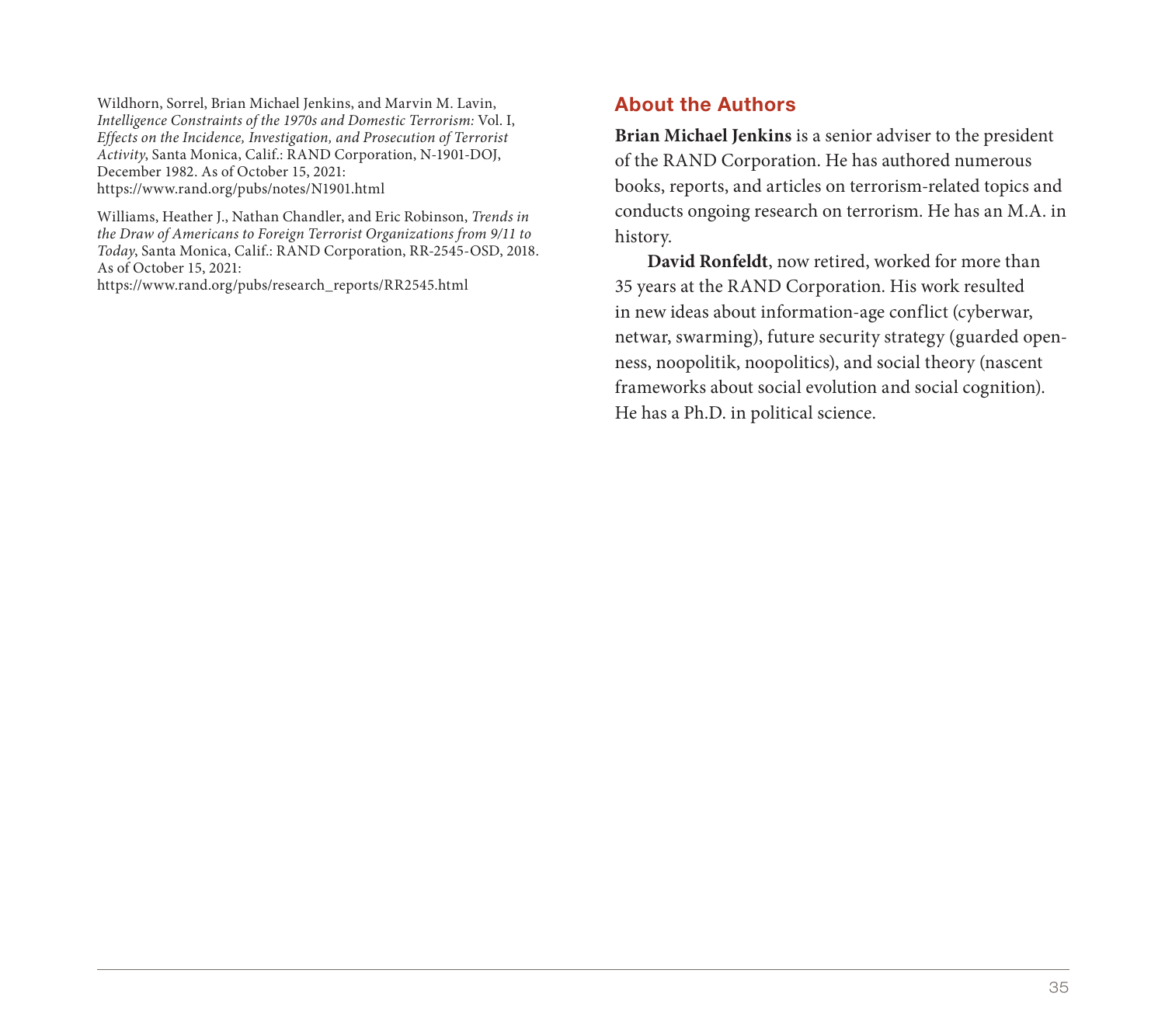Wildhorn, Sorrel, Brian Michael Jenkins, and Marvin M. Lavin, *Intelligence Constraints of the 1970s and Domestic Terrorism:* Vol. I, *Effects on the Incidence, Investigation, and Prosecution of Terrorist Activity*, Santa Monica, Calif.: RAND Corporation, N-1901-DOJ, December 1982. As of October 15, 2021: https://www.rand.org/pubs/notes/N1901.html

Williams, Heather J., Nathan Chandler, and Eric Robinson, *Trends in the Draw of Americans to Foreign Terrorist Organizations from 9/11 to Today*, Santa Monica, Calif.: RAND Corporation, RR-2545-OSD, 2018. As of October 15, 2021: https://www.rand.org/pubs/research_reports/RR2545.html

## About the Authors

**Brian Michael Jenkins** is a senior adviser to the president of the RAND Corporation. He has authored numerous books, reports, and articles on terrorism-related topics and conducts ongoing research on terrorism. He has an M.A. in history.

**David Ronfeldt**, now retired, worked for more than 35 years at the RAND Corporation. His work resulted in new ideas about information-age conflict (cyberwar, netwar, swarming), future security strategy (guarded openness, noopolitik, noopolitics), and social theory (nascent frameworks about social evolution and social cognition). He has a Ph.D. in political science.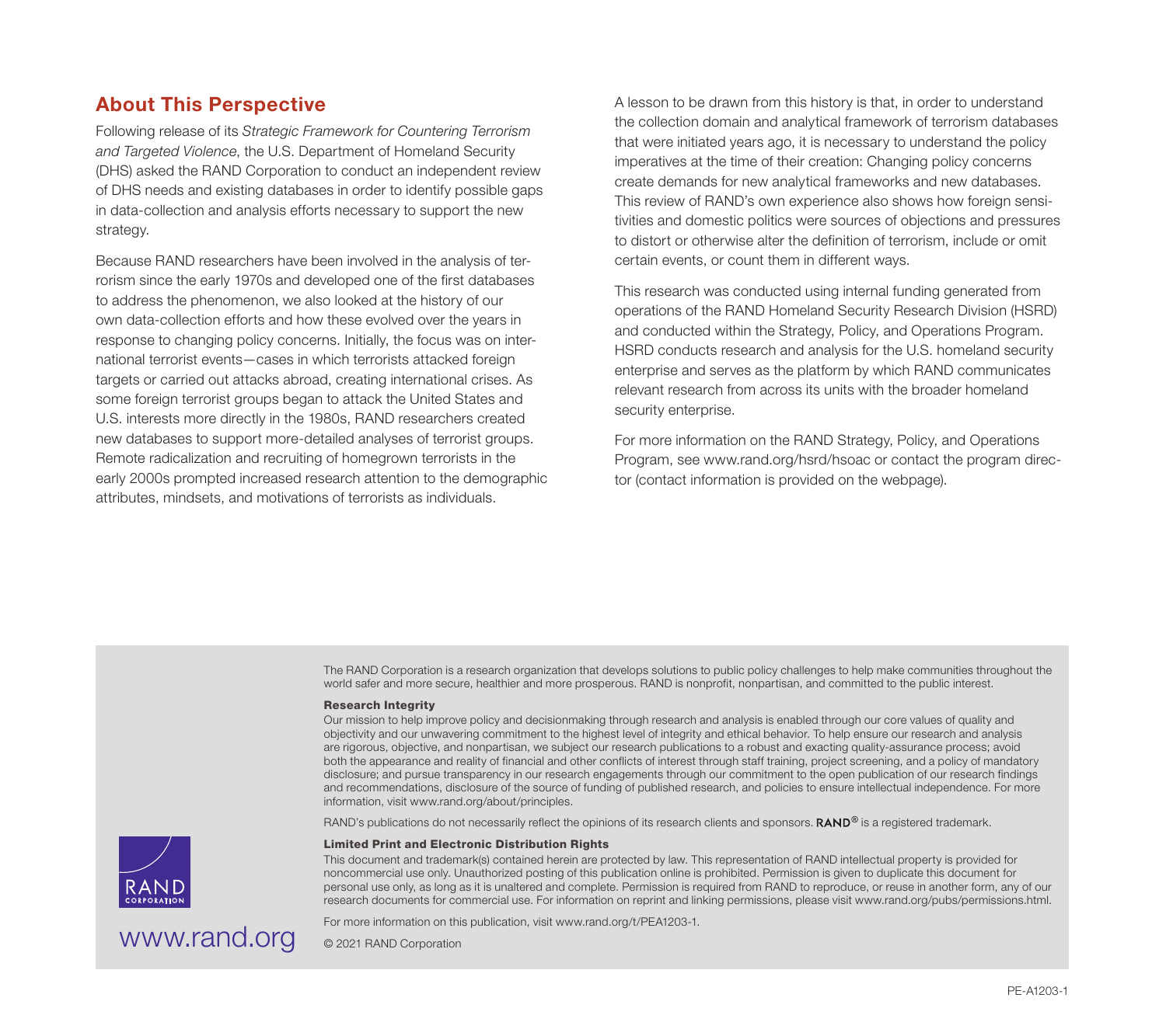## About This Perspective

Following release of its *Strategic Framework for Countering Terrorism and Targeted Violence*, the U.S. Department of Homeland Security (DHS) asked the RAND Corporation to conduct an independent review of DHS needs and existing databases in order to identify possible gaps in data-collection and analysis efforts necessary to support the new strategy.

Because RAND researchers have been involved in the analysis of terrorism since the early 1970s and developed one of the first databases to address the phenomenon, we also looked at the history of our own data-collection efforts and how these evolved over the years in response to changing policy concerns. Initially, the focus was on international terrorist events—cases in which terrorists attacked foreign targets or carried out attacks abroad, creating international crises. As some foreign terrorist groups began to attack the United States and U.S. interests more directly in the 1980s, RAND researchers created new databases to support more-detailed analyses of terrorist groups. Remote radicalization and recruiting of homegrown terrorists in the early 2000s prompted increased research attention to the demographic attributes, mindsets, and motivations of terrorists as individuals.

A lesson to be drawn from this history is that, in order to understand the collection domain and analytical framework of terrorism databases that were initiated years ago, it is necessary to understand the policy imperatives at the time of their creation: Changing policy concerns create demands for new analytical frameworks and new databases. This review of RAND's own experience also shows how foreign sensitivities and domestic politics were sources of objections and pressures to distort or otherwise alter the definition of terrorism, include or omit certain events, or count them in different ways.

This research was conducted using internal funding generated from operations of the RAND Homeland Security Research Division (HSRD) and conducted within the Strategy, Policy, and Operations Program. HSRD conducts research and analysis for the U.S. homeland security enterprise and serves as the platform by which RAND communicates relevant research from across its units with the broader homeland security enterprise.

For more information on the RAND Strategy, Policy, and Operations Program, see www.rand.org/hsrd/hsoac or contact the program director (contact information is provided on the webpage).

The RAND Corporation is a research organization that develops solutions to public policy challenges to help make communities throughout the world safer and more secure, healthier and more prosperous. RAND is nonprofit, nonpartisan, and committed to the public interest.

**Research Integrity**

Our mission to help improve policy and decisionmaking through research and analysis is enabled through our core values of quality and objectivity and our unwavering commitment to the highest level of integrity and ethical behavior. To help ensure our research and analysis are rigorous, objective, and nonpartisan, we subject our research publications to a robust and exacting quality-assurance process; avoid both the appearance and reality of financial and other conflicts of interest through staff training, project screening, and a policy of mandatory disclosure; and pursue transparency in our research engagements through our commitment to the open publication of our research findings and recommendations, disclosure of the source of funding of published research, and policies to ensure intellectual independence. For more information, visit www.rand.org/about/principles.

RAND's publications do not necessarily reflect the opinions of its research clients and sponsors. RAND® is a registered trademark.

**Limited Print and Electronic Distribution Rights**

This document and trademark(s) contained herein are protected by law. This representation of RAND intellectual property is provided for noncommercial use only. Unauthorized posting of this publication online is prohibited. Permission is given to duplicate this document for personal use only, as long as it is unaltered and complete. Permission is required from RAND to reproduce, or reuse in another form, any of our research documents for commercial use. For information on reprint and linking permissions, please visit www.rand.org/pubs/permissions.html.

For more information on this publication, visit www.rand.org/t/PEA1203-1.

© 2021 RAND Corporation

RAND CORPORATION

www.rand.org

PE-A1203-1